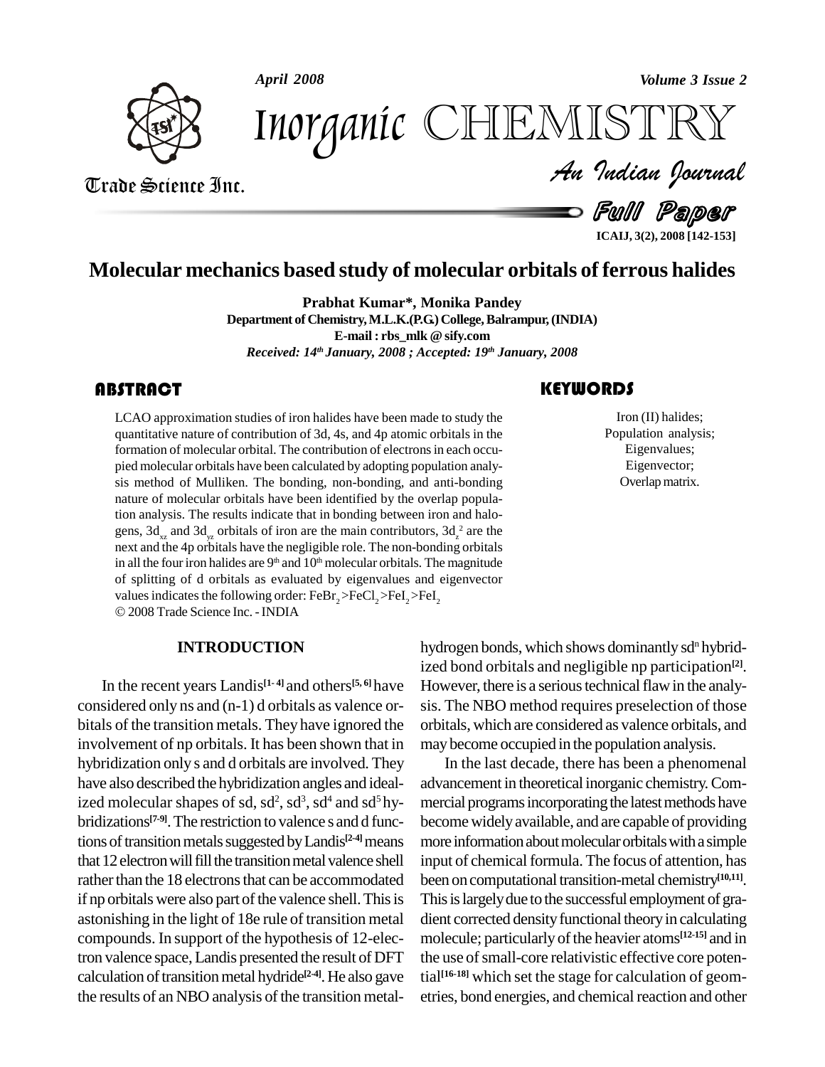# Molecular mechanics based study of molecular orbitals of ferrous halides

**Prabhat Kumar\*, Monika Pandey**

**Department of Chemistry, M.L.K.(P.G.) College, Balrampur, (INDIA)**

**E-mail : rbs_mlk @ sify.com**

*Received: 14th January, 2008 ; Accepted: 19th January, 2008*

## ABSTRACT

LCAO approximation studies of iron halides have been made to study the quantitative nature of contribution of 3d, 4s, and 4p atomic orbitals in the formation of molecular orbital. The contribution of electrons in each occupied molecular orbitals have been calculated by adopting population analysis method of Mulliken. The bonding, non-bonding, and anti-bonding nature of molecular orbitals have been identified by the overlap population analysis. The results indicate that in bonding between iron and halogens, $3d_{xz}$ and $3d_{yz}$ orbitals of iron are the main contributors, $3d_{z^2}$ are the next and the 4p orbitals have the negligible role. The non-bonding orbitals in all the four iron halides are $9^{th}$ and $10^{th}$ molecular orbitals. The magnitude of splitting of d orbitals as evaluated by eigenvalues and eigenvector values indicates the following order: $FeBr_2 > FeCl_2 > FeI_2 > FeI_2$

© 2008 Trade Science Inc. - INDIA

## KEYWORDS

Iron (II) halides;
Population analysis;
Eigenvalues;
Eigenvector;
Overlap matrix.

## INTRODUCTION

In the recent years Landis[1-4] and others[5,6] have considered only ns and (n-1) d orbitals as valence orbitals of the transition metals. They have ignored the involvement of np orbitals. It has been shown that in hybridization only s and d orbitals are involved. They have also described the hybridization angles and idealized molecular shapes of sd, $sd^2$, $sd^3$, $sd^4$ and $sd^5$ hybridizations[7-9]. The restriction to valence s and d functions of transition metals suggested by Landis[2-4] means that 12 electron will fill the transition metal valence shell rather than the 18 electrons that can be accommodated if np orbitals were also part of the valence shell. This is astonishing in the light of 18e rule of transition metal compounds. In support of the hypothesis of 12-electron valence space, Landis presented the result of DFT calculation of transition metal hydride[2-4]. He also gave the results of an NBO analysis of the transition metal-hydrogen bonds, which shows dominantly $sd^n$ hybridized bond orbitals and negligible np participation[2]. However, there is a serious technical flaw in the analysis. The NBO method requires preselection of those orbitals, which are considered as valence orbitals, and may become occupied in the population analysis.

In the last decade, there has been a phenomenal advancement in theoretical inorganic chemistry. Commercial programs incorporating the latest methods have become widely available, and are capable of providing more information about molecular orbitals with a simple input of chemical formula. The focus of attention, has been on computational transition-metal chemistry[10,11]. This is largely due to the successful employment of gradient corrected density functional theory in calculating molecule; particularly of the heavier atoms[12-15] and in the use of small-core relativistic effective core potential[16-18] which set the stage for calculation of geometries, bond energies, and chemical reaction and other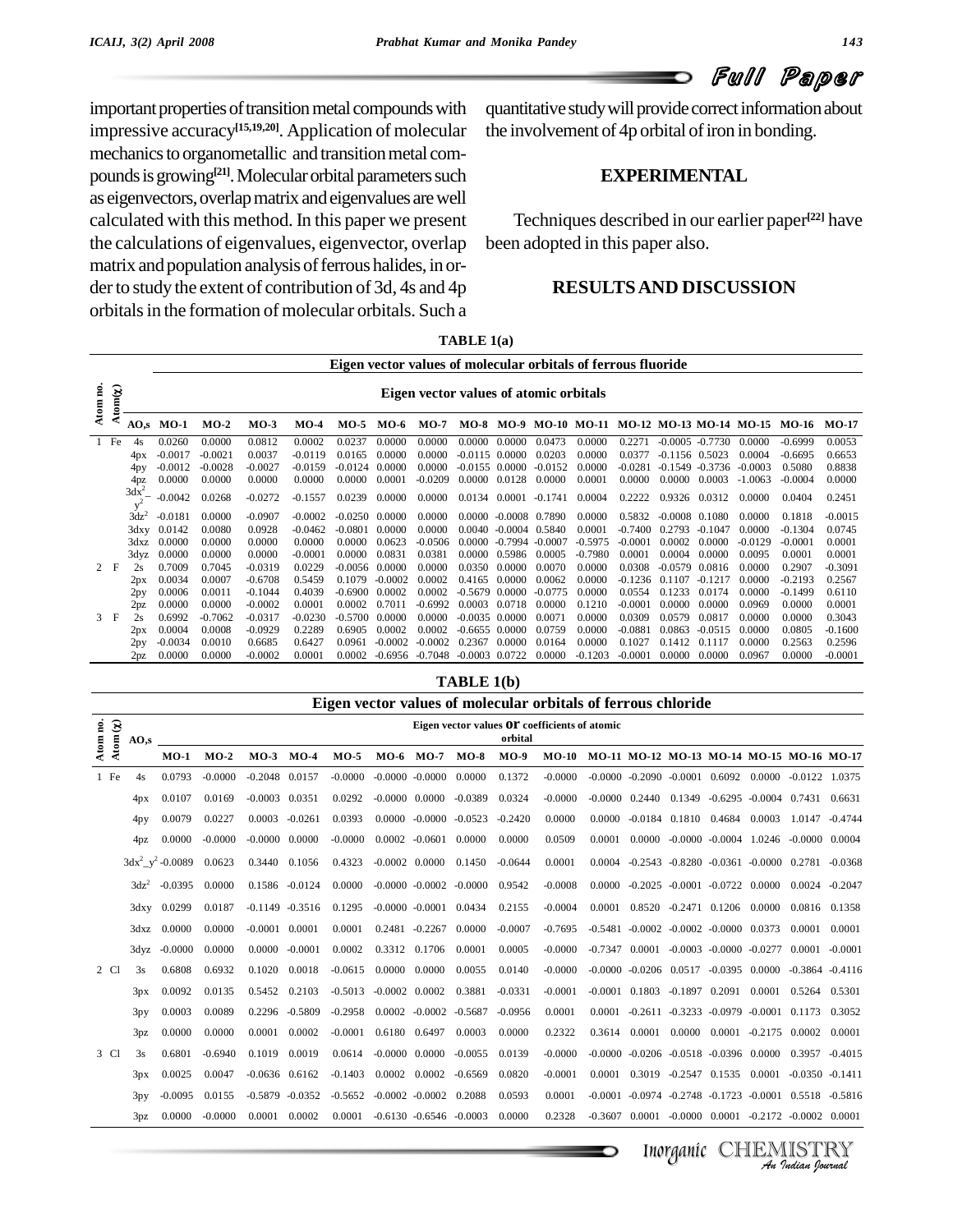important properties of transition metal compounds with impressive accuracy[15,19,20]. Application of molecular mechanics to organometallic and transition metal compounds is growing[21]. Molecular orbital parameters such as eigenvectors, overlap matrix and eigenvalues are well calculated with this method. In this paper we present the calculations of eigenvalues, eigenvector, overlap matrix and population analysis of ferrous halides, in order to study the extent of contribution of 3d, 4s and 4p orbitals in the formation of molecular orbitals. Such a quantitative study will provide correct information about the involvement of 4p orbital of iron in bonding.

## EXPERIMENTAL

Techniques described in our earlier paper[22] have been adopted in this paper also.

## RESULTS AND DISCUSSION

**TABLE 1(a)**

**Eigen vector values of molecular orbitals of ferrous fluoride**

| Atom no. | Atom(χ) | AO,s | MO-1 | MO-2 | MO-3 | MO-4 | MO-5 | MO-6 | MO-7 | MO-8 | MO-9 | MO-10 | MO-11 | MO-12 | MO-13 | MO-14 | MO-15 | MO-16 | MO-17 |
|---|---|---|---|---|---|---|---|---|---|---|---|---|---|---|---|---|---|---|---|
| 1 | Fe | 4s | 0.0260 | 0.0000 | 0.0812 | 0.0002 | 0.0237 | 0.0000 | 0.0000 | 0.0000 | 0.0000 | 0.0473 | 0.0000 | 0.2271 | -0.0005 | -0.7730 | 0.0000 | -0.6999 | 0.0053 |
| | | 4px | -0.0017 | -0.0021 | 0.0037 | -0.0119 | 0.0165 | 0.0000 | 0.0000 | -0.0115 | 0.0000 | 0.0203 | 0.0000 | 0.0377 | -0.1156 | 0.5023 | 0.0004 | -0.6695 | 0.6653 |
| | | 4py | -0.0012 | -0.0028 | -0.0027 | -0.0159 | -0.0124 | 0.0000 | 0.0000 | -0.0155 | 0.0000 | -0.0152 | 0.0000 | -0.0281 | -0.1549 | -0.3736 | -0.0003 | 0.5080 | 0.8838 |
| | | 4pz | 0.0000 | 0.0000 | 0.0000 | 0.0000 | 0.0000 | 0.0001 | -0.0209 | 0.0000 | 0.0128 | 0.0000 | 0.0001 | 0.0000 | 0.0000 | 0.0003 | -1.0063 | -0.0004 | 0.0000 |
| | | $3dx^2-y^2$ | -0.0042 | 0.0268 | -0.0272 | -0.1557 | 0.0239 | 0.0000 | 0.0000 | 0.0134 | 0.0001 | -0.1741 | 0.0004 | 0.2222 | 0.9326 | 0.0312 | 0.0000 | 0.0404 | 0.2451 |
| | | $3dz^2$ | -0.0181 | 0.0000 | -0.0907 | -0.0002 | -0.0250 | 0.0000 | 0.0000 | 0.0000 | -0.0008 | 0.7890 | 0.0000 | 0.5832 | -0.0008 | 0.1080 | 0.0000 | 0.1818 | -0.0015 |
| | | 3dxy | 0.0142 | 0.0080 | 0.0928 | -0.0462 | -0.0801 | 0.0000 | 0.0000 | 0.0040 | -0.0004 | 0.5840 | 0.0001 | -0.7400 | 0.2793 | -0.1047 | 0.0000 | -0.1304 | 0.0745 |
| | | 3dxz | 0.0000 | 0.0000 | 0.0000 | 0.0000 | 0.0000 | 0.0623 | -0.0506 | 0.0000 | -0.7994 | -0.0007 | -0.5975 | -0.0001 | 0.0002 | 0.0000 | -0.0129 | -0.0001 | 0.0001 |
| | | 3dyz | 0.0000 | 0.0000 | 0.0000 | -0.0001 | 0.0000 | 0.0831 | 0.0381 | 0.0000 | 0.5986 | 0.0005 | -0.7980 | 0.0001 | 0.0004 | 0.0000 | 0.0095 | 0.0001 | 0.0001 |
| 2 | F | 2s | 0.7009 | 0.7045 | -0.0319 | 0.0229 | -0.0056 | 0.0000 | 0.0000 | 0.0350 | 0.0000 | 0.0070 | 0.0000 | 0.0308 | -0.0579 | 0.0816 | 0.0000 | 0.2907 | -0.3091 |
| | | 2px | 0.0034 | 0.0007 | -0.6708 | 0.5459 | 0.1079 | -0.0002 | 0.0002 | 0.4165 | 0.0000 | 0.0062 | 0.0000 | -0.1236 | 0.1107 | -0.1217 | 0.0000 | -0.2193 | 0.2567 |
| | | 2py | 0.0006 | 0.0011 | -0.1044 | 0.4039 | -0.6900 | 0.0002 | 0.0002 | -0.5679 | 0.0000 | -0.0775 | 0.0000 | 0.0554 | 0.1233 | 0.0174 | 0.0000 | -0.1499 | 0.6110 |
| | | 2pz | 0.0000 | 0.0000 | -0.0002 | 0.0001 | 0.0002 | 0.7011 | -0.6992 | 0.0003 | 0.0718 | 0.0000 | 0.1210 | -0.0001 | 0.0000 | 0.0000 | 0.0969 | 0.0000 | 0.0001 |
| 3 | F | 2s | 0.6992 | -0.7062 | -0.0317 | -0.0230 | -0.5700 | 0.0000 | 0.0000 | -0.0035 | 0.0000 | 0.0071 | 0.0000 | 0.0309 | 0.0579 | 0.0817 | 0.0000 | 0.0000 | 0.3043 |
| | | 2px | 0.0004 | 0.0008 | -0.0929 | 0.2289 | 0.6905 | 0.0002 | 0.0002 | -0.6655 | 0.0000 | 0.0759 | 0.0000 | -0.0881 | 0.0863 | -0.0515 | 0.0000 | 0.0805 | -0.1600 |
| | | 2py | -0.0034 | 0.0010 | 0.6685 | 0.6427 | 0.0961 | -0.0002 | -0.0002 | 0.2367 | 0.0000 | 0.0164 | 0.0000 | 0.1027 | 0.1412 | 0.1117 | 0.0000 | 0.2563 | 0.2596 |
| | | 2pz | 0.0000 | 0.0000 | -0.0002 | 0.0001 | 0.0002 | -0.6956 | -0.7048 | -0.0003 | 0.0722 | 0.0000 | -0.1203 | -0.0001 | 0.0000 | 0.0000 | 0.0967 | 0.0000 | -0.0001 |

**TABLE 1(b)**

**Eigen vector values of molecular orbitals of ferrous chloride**

| Atom no. | Atom (χ) | AO,s | MO-1 | MO-2 | MO-3 | MO-4 | MO-5 | MO-6 | MO-7 | MO-8 | MO-9 | MO-10 | MO-11 | MO-12 | MO-13 | MO-14 | MO-15 | MO-16 | MO-17 |
|---|---|---|---|---|---|---|---|---|---|---|---|---|---|---|---|---|---|---|---|
| 1 | Fe | 4s | 0.0793 | -0.0000 | -0.2048 | 0.0157 | -0.0000 | -0.0000 | -0.0000 | 0.0000 | 0.1372 | -0.0000 | -0.0000 | -0.2090 | -0.0001 | 0.6092 | 0.0000 | -0.0122 | 1.0375 |
| | | 4px | 0.0107 | 0.0169 | -0.0003 | 0.0351 | 0.0292 | -0.0000 | 0.0000 | -0.0389 | 0.0324 | -0.0000 | -0.0000 | 0.2440 | 0.1349 | -0.6295 | -0.0004 | 0.7431 | 0.6631 |
| | | 4py | 0.0079 | 0.0227 | 0.0003 | -0.0261 | 0.0393 | 0.0000 | -0.0000 | -0.0523 | -0.2420 | 0.0000 | 0.0000 | -0.0184 | 0.1810 | 0.4684 | 0.0003 | 1.0147 | -0.4744 |
| | | 4pz | 0.0000 | -0.0000 | -0.0000 | 0.0000 | -0.0000 | 0.0002 | -0.0601 | 0.0000 | 0.0000 | 0.0509 | 0.0001 | 0.0000 | -0.0000 | -0.0004 | 1.0246 | -0.0000 | 0.0004 |
| | | $3dx^2\_y^2$ | -0.0089 | 0.0623 | 0.3440 | 0.1056 | 0.4323 | -0.0002 | 0.0000 | 0.1450 | -0.0644 | 0.0001 | 0.0004 | -0.2543 | -0.8280 | -0.0361 | -0.0000 | 0.2781 | -0.0368 |
| | | $3dz^2$ | -0.0395 | 0.0000 | 0.1586 | -0.0124 | 0.0000 | -0.0000 | -0.0002 | -0.0000 | 0.9542 | -0.0008 | 0.0000 | -0.2025 | -0.0001 | -0.0722 | 0.0000 | 0.0024 | -0.2047 |
| | | 3dxy | 0.0299 | 0.0187 | -0.1149 | -0.3516 | 0.1295 | -0.0000 | -0.0001 | 0.0434 | 0.2155 | -0.0004 | 0.0001 | 0.8520 | -0.2471 | 0.1206 | 0.0000 | 0.0816 | 0.1358 |
| | | 3dxz | 0.0000 | 0.0000 | -0.0001 | 0.0001 | 0.0001 | 0.2481 | -0.2267 | 0.0000 | -0.0007 | -0.7695 | -0.5481 | -0.0002 | -0.0002 | -0.0000 | 0.0373 | 0.0001 | 0.0001 |
| | | 3dyz | -0.0000 | 0.0000 | 0.0000 | -0.0001 | 0.0002 | 0.3312 | 0.1706 | 0.0001 | 0.0005 | -0.0000 | -0.7347 | 0.0001 | -0.0003 | -0.0000 | -0.0277 | 0.0001 | -0.0001 |
| 2 | Cl | 3s | 0.6808 | 0.6932 | 0.1020 | 0.0018 | -0.0615 | 0.0000 | 0.0000 | 0.0055 | 0.0140 | -0.0000 | -0.0000 | -0.0206 | 0.0517 | -0.0395 | 0.0000 | -0.3864 | -0.4116 |
| | | 3px | 0.0092 | 0.0135 | 0.5452 | 0.2103 | -0.5013 | -0.0002 | 0.0002 | 0.3881 | -0.0331 | -0.0001 | -0.0001 | 0.1803 | -0.1897 | 0.2091 | 0.0001 | 0.5264 | 0.5301 |
| | | 3py | 0.0003 | 0.0089 | 0.2296 | -0.5809 | -0.2958 | 0.0002 | -0.0002 | -0.5687 | -0.0956 | 0.0001 | 0.0001 | -0.2611 | -0.3233 | -0.0979 | -0.0001 | 0.1173 | 0.3052 |
| | | 3pz | 0.0000 | 0.0000 | 0.0001 | 0.0002 | -0.0001 | 0.6180 | 0.6497 | 0.0003 | 0.0000 | 0.2322 | 0.3614 | 0.0001 | 0.0000 | 0.0001 | -0.2175 | 0.0002 | 0.0001 |
| 3 | Cl | 3s | 0.6801 | -0.6940 | 0.1019 | 0.0019 | 0.0614 | -0.0000 | 0.0000 | -0.0055 | 0.0139 | -0.0000 | -0.0000 | -0.0206 | -0.0518 | -0.0396 | 0.0000 | 0.3957 | -0.4015 |
| | | 3px | 0.0025 | 0.0047 | -0.0636 | 0.6162 | -0.1403 | 0.0002 | 0.0002 | -0.6569 | 0.0820 | -0.0001 | 0.0001 | 0.3019 | -0.2547 | 0.1535 | 0.0001 | -0.0350 | -0.1411 |
| | | 3py | -0.0095 | 0.0155 | -0.5879 | -0.0352 | -0.5652 | -0.0002 | -0.0002 | 0.2088 | 0.0593 | 0.0001 | -0.0001 | -0.0974 | -0.2748 | -0.1723 | -0.0001 | 0.5518 | -0.5816 |
| | | 3pz | 0.0000 | -0.0000 | 0.0001 | 0.0002 | 0.0001 | -0.6130 | -0.6546 | -0.0003 | 0.0000 | 0.2328 | -0.3607 | 0.0001 | -0.0000 | 0.0001 | -0.2172 | -0.0002 | 0.0001 |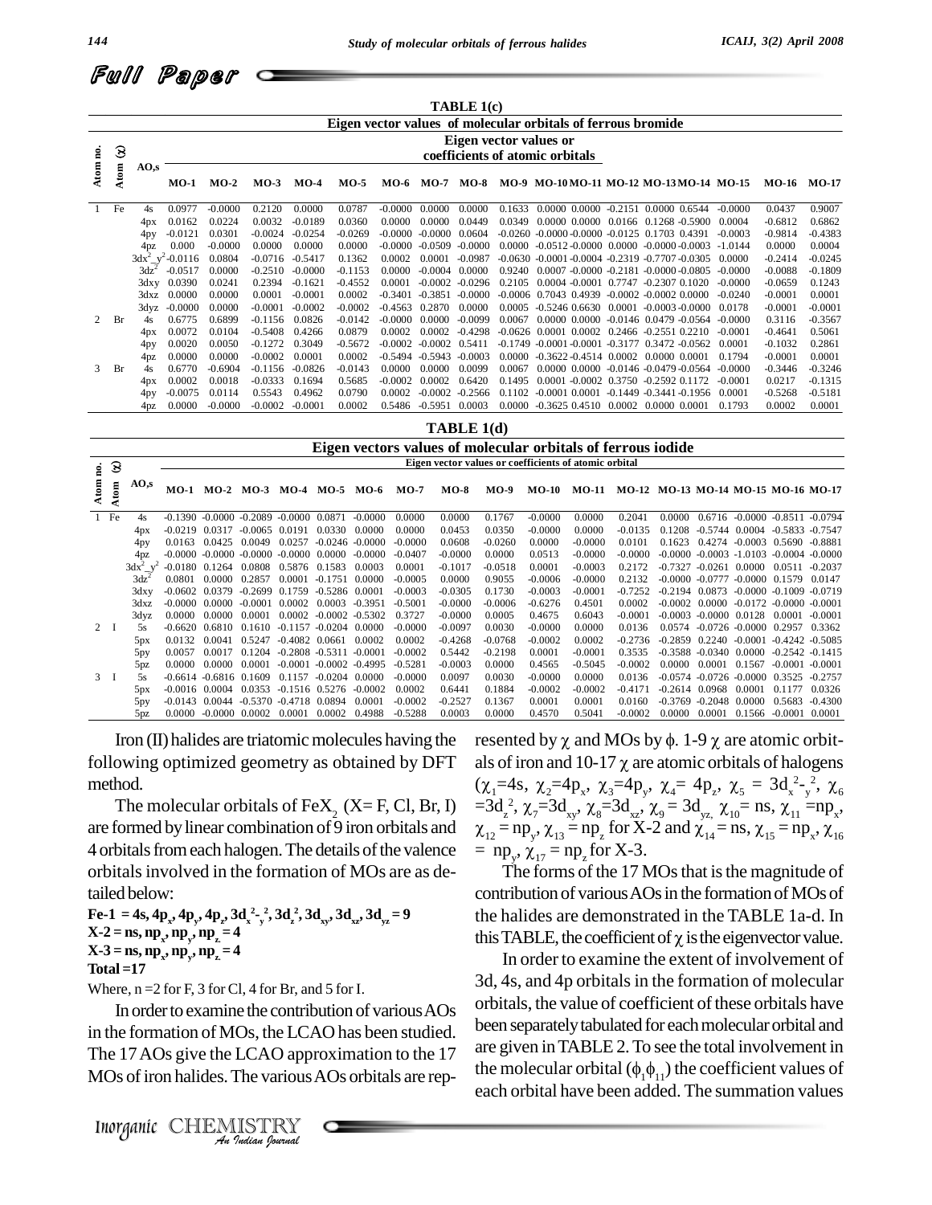**TABLE 1(c)**

| Atom no. | Atom (χ) | AO,s | Eigen vector values of molecular orbitals of ferrous bromide | | | | | | | | | | | | | | | | |
|---|---|---|---|---|---|---|---|---|---|---|---|---|---|---|---|---|---|---|---|
| | | | Eigen vector values or coefficients of atomic orbitals | | | | | | | | | | | | | | | | |
| | | | MO-1 | MO-2 | MO-3 | MO-4 | MO-5 | MO-6 | MO-7 | MO-8 | MO-9 | MO-10 | MO-11 | MO-12 | MO-13 | MO-14 | MO-15 | MO-16 | MO-17 |
| 1 | Fe | 4s | 0.0977 | -0.0000 | 0.2120 | 0.0000 | 0.0787 | -0.0000 | 0.0000 | 0.0000 | 0.1633 | 0.0000 | 0.0000 | -0.2151 | 0.0000 | 0.6544 | -0.0000 | 0.0437 | 0.9007 |
| | | 4px | 0.0162 | 0.0224 | 0.0032 | -0.0189 | 0.0360 | 0.0000 | 0.0000 | 0.0449 | 0.0349 | 0.0000 | 0.0000 | 0.0166 | 0.1268 | -0.5900 | 0.0004 | -0.6812 | 0.6862 |
| | | 4py | -0.0121 | 0.0301 | -0.0024 | -0.0254 | -0.0269 | -0.0000 | -0.0000 | 0.0604 | -0.0260 | -0.0000 | -0.0000 | -0.0125 | 0.1703 | 0.4391 | -0.0003 | -0.9814 | -0.4383 |
| | | 4pz | 0.000 | -0.0000 | 0.0000 | 0.0000 | 0.0000 | -0.0000 | -0.0509 | -0.0000 | 0.0000 | -0.0512 | -0.0000 | 0.0000 | -0.0000 | -0.0003 | -1.0144 | 0.0000 | 0.0004 |
| | | $3dx^2\_y^2$ | -0.0116 | 0.0804 | -0.0716 | -0.5417 | 0.1362 | 0.0002 | 0.0001 | -0.0987 | -0.0630 | -0.0001 | -0.0004 | -0.2319 | -0.7707 | -0.0305 | 0.0000 | -0.2414 | -0.0245 |
| | | $3dz^2$ | -0.0517 | 0.0000 | -0.2510 | -0.0000 | -0.1153 | 0.0000 | -0.0004 | 0.0000 | 0.9240 | 0.0007 | -0.0000 | -0.2181 | -0.0000 | -0.0805 | -0.0000 | -0.0088 | -0.1809 |
| | | 3dxy | 0.0390 | 0.0241 | 0.2394 | -0.1621 | -0.4552 | 0.0001 | -0.0002 | -0.0296 | 0.2105 | 0.0004 | -0.0001 | 0.7747 | -0.2307 | 0.1020 | -0.0000 | -0.0659 | 0.1243 |
| | | 3dxz | 0.0000 | 0.0000 | 0.0001 | -0.0001 | 0.0002 | -0.3401 | -0.3851 | -0.0000 | -0.0006 | 0.7043 | 0.4939 | -0.0002 | -0.0002 | 0.0000 | -0.0240 | -0.0001 | 0.0001 |
| | | 3dyz | -0.0000 | 0.0000 | -0.0001 | -0.0002 | -0.0002 | -0.4563 | 0.2870 | 0.0000 | 0.0005 | -0.5246 | 0.6630 | 0.0001 | -0.0003 | -0.0000 | 0.0178 | -0.0001 | -0.0001 |
| 2 | Br | 4s | 0.6775 | 0.6899 | -0.1156 | 0.0826 | -0.0142 | -0.0000 | 0.0000 | -0.0099 | 0.0067 | 0.0000 | 0.0000 | -0.0146 | 0.0479 | -0.0564 | -0.0000 | 0.3116 | -0.3567 |
| | | 4px | 0.0072 | 0.0104 | -0.5408 | 0.4266 | 0.0879 | 0.0002 | 0.0002 | -0.4298 | -0.0626 | 0.0001 | 0.0002 | 0.2466 | -0.2551 | 0.2210 | -0.0001 | -0.4641 | 0.5061 |
| | | 4py | 0.0020 | 0.0050 | -0.1272 | 0.3049 | -0.5672 | -0.0002 | -0.0002 | 0.5411 | -0.1749 | -0.0001 | -0.0001 | -0.3177 | 0.3472 | -0.0562 | 0.0001 | -0.1032 | 0.2861 |
| | | 4pz | 0.0000 | 0.0000 | -0.0002 | 0.0001 | 0.0002 | -0.5494 | -0.5943 | -0.0003 | 0.0000 | -0.3622 | -0.4514 | 0.0002 | 0.0000 | 0.0001 | 0.1794 | -0.0001 | 0.0001 |
| 3 | Br | 4s | 0.6770 | -0.6904 | -0.1156 | -0.0826 | -0.0143 | 0.0000 | 0.0000 | 0.0099 | 0.0067 | 0.0000 | 0.0000 | -0.0146 | -0.0479 | -0.0564 | -0.0000 | -0.3446 | -0.3246 |
| | | 4px | 0.0002 | 0.0018 | -0.0333 | 0.1694 | 0.5685 | -0.0002 | 0.0002 | 0.6420 | 0.1495 | 0.0001 | -0.0002 | 0.3750 | -0.2592 | 0.1172 | -0.0001 | 0.0217 | -0.1315 |
| | | 4py | -0.0075 | 0.0114 | 0.5543 | 0.4962 | 0.0790 | 0.0002 | -0.0002 | -0.2566 | 0.1102 | -0.0001 | 0.0001 | -0.1449 | -0.3441 | -0.1956 | 0.0001 | -0.5268 | -0.5181 |
| | | 4pz | 0.0000 | -0.0000 | -0.0002 | -0.0001 | 0.0002 | 0.5486 | -0.5951 | 0.0003 | 0.0000 | -0.3625 | 0.4510 | 0.0002 | 0.0000 | 0.0001 | 0.1793 | 0.0002 | 0.0001 |

**TABLE 1(d)**

| Atom no. | Atom (χ) | AO,s | Eigen vectors values of molecular orbitals of ferrous iodide | | | | | | | | | | | | | | | | |
|---|---|---|---|---|---|---|---|---|---|---|---|---|---|---|---|---|---|---|---|
| | | | Eigen vector values or coefficients of atomic orbital | | | | | | | | | | | | | | | | |
| | | | MO-1 | MO-2 | MO-3 | MO-4 | MO-5 | MO-6 | MO-7 | MO-8 | MO-9 | MO-10 | MO-11 | MO-12 | MO-13 | MO-14 | MO-15 | MO-16 | MO-17 |
| 1 | Fe | 4s | -0.1390 | -0.0000 | -0.2089 | -0.0000 | 0.0871 | -0.0000 | 0.0000 | 0.0000 | 0.1767 | -0.0000 | 0.0000 | 0.2041 | 0.0000 | 0.6716 | -0.0000 | -0.8511 | -0.0794 |
| | | 4px | -0.0219 | 0.0317 | -0.0065 | 0.0191 | 0.0330 | 0.0000 | 0.0000 | 0.0453 | 0.0350 | -0.0000 | 0.0000 | -0.0135 | 0.1208 | -0.5744 | 0.0004 | -0.5833 | -0.7547 |
| | | 4py | 0.0163 | 0.0425 | 0.0049 | 0.0257 | -0.0246 | -0.0000 | -0.0000 | 0.0608 | -0.0260 | 0.0000 | -0.0000 | 0.0101 | 0.1623 | 0.4274 | -0.0003 | 0.5690 | -0.8881 |
| | | 4pz | -0.0000 | -0.0000 | -0.0000 | -0.0000 | 0.0000 | -0.0000 | -0.0407 | -0.0000 | 0.0000 | 0.0513 | -0.0000 | -0.0000 | -0.0000 | -0.0003 | -1.0103 | -0.0004 | -0.0000 |
| | | $3dx^2\_y^2$ | -0.0180 | 0.1264 | 0.0808 | 0.5876 | 0.1583 | 0.0003 | 0.0001 | -0.1017 | -0.0518 | 0.0001 | -0.0003 | 0.2172 | -0.7327 | -0.0261 | 0.0000 | 0.0511 | -0.2037 |
| | | $3dz^2$ | 0.0801 | 0.0000 | 0.2857 | 0.0001 | -0.1751 | 0.0000 | -0.0005 | 0.0000 | 0.9055 | -0.0006 | -0.0000 | 0.2132 | -0.0000 | -0.0777 | -0.0000 | 0.1579 | 0.0147 |
| | | 3dxy | -0.0602 | 0.0379 | -0.2699 | 0.1759 | -0.5286 | 0.0001 | -0.0003 | -0.0305 | 0.1730 | -0.0003 | -0.0001 | -0.7252 | -0.2194 | 0.0873 | -0.0000 | -0.1009 | -0.0719 |
| | | 3dxz | -0.0000 | 0.0000 | -0.0001 | 0.0002 | 0.0003 | -0.3951 | -0.5001 | -0.0000 | -0.0006 | -0.6276 | 0.4501 | 0.0002 | -0.0002 | 0.0000 | -0.0172 | -0.0000 | -0.0001 |
| | | 3dyz | 0.0000 | 0.0000 | 0.0001 | 0.0002 | -0.0002 | -0.5302 | 0.3727 | -0.0000 | 0.0005 | 0.4675 | 0.6043 | -0.0001 | -0.0003 | -0.0000 | 0.0128 | 0.0001 | -0.0001 |
| 2 | I | 5s | -0.6620 | 0.6810 | 0.1610 | -0.1157 | -0.0204 | 0.0000 | -0.0000 | -0.0097 | 0.0030 | -0.0000 | 0.0000 | 0.0136 | 0.0574 | -0.0726 | -0.0000 | 0.2957 | 0.3362 |
| | | 5px | 0.0132 | 0.0041 | 0.5247 | -0.4082 | 0.0661 | 0.0002 | 0.0002 | -0.4268 | -0.0768 | -0.0002 | 0.0002 | -0.2736 | -0.2859 | 0.2240 | -0.0001 | -0.4242 | -0.5085 |
| | | 5py | 0.0057 | 0.0017 | 0.1204 | -0.2808 | -0.5311 | -0.0001 | -0.0002 | 0.5442 | -0.2198 | 0.0001 | -0.0001 | 0.3535 | -0.3588 | -0.0340 | 0.0000 | -0.2542 | -0.1415 |
| | | 5pz | 0.0000 | 0.0000 | 0.0001 | -0.0001 | -0.0002 | -0.4995 | -0.5281 | -0.0003 | 0.0000 | 0.4565 | -0.5045 | -0.0002 | 0.0000 | 0.0001 | 0.1567 | -0.0001 | -0.0001 |
| 3 | I | 5s | -0.6614 | -0.6816 | 0.1609 | 0.1157 | -0.0204 | 0.0000 | -0.0000 | 0.0097 | 0.0030 | -0.0000 | 0.0000 | 0.0136 | -0.0574 | -0.0726 | -0.0000 | 0.3525 | -0.2757 |
| | | 5px | -0.0016 | 0.0004 | 0.0353 | -0.1516 | 0.5276 | -0.0002 | 0.0002 | 0.6441 | 0.1884 | -0.0002 | -0.0002 | -0.4171 | -0.2614 | 0.0968 | 0.0001 | 0.1177 | 0.0326 |
| | | 5py | -0.0143 | 0.0044 | -0.5370 | -0.4718 | 0.0894 | 0.0001 | -0.0002 | -0.2527 | 0.1367 | 0.0001 | 0.0001 | 0.0160 | -0.3769 | -0.2048 | 0.0000 | 0.5683 | -0.4300 |
| | | 5pz | 0.0000 | -0.0000 | 0.0002 | 0.0001 | 0.0002 | 0.4988 | -0.5288 | 0.0003 | 0.0000 | 0.4570 | 0.5041 | -0.0002 | 0.0000 | 0.0001 | 0.1566 | -0.0001 | 0.0001 |

Iron (II) halides are triatomic molecules having the following optimized geometry as obtained by DFT method.

The molecular orbitals of $FeX_2$ (X= F, Cl, Br, I) are formed by linear combination of 9 iron orbitals and 4 orbitals from each halogen. The details of the valence orbitals involved in the formation of MOs are as detailed below:

**Fe-1 = 4s, $4p_x$, $4p_y$, $4p_z$, $3d_{x^2-y^2}$, $3d_{z^2}$, $3d_{xy}$, $3d_{xz}$, $3d_{yz}$ = 9**
**X-2 = ns, $np_x$, $np_y$, $np_z$ = 4**
**X-3 = ns, $np_x$, $np_y$, $np_z$ = 4**
**Total =17**

Where, n =2 for F, 3 for Cl, 4 for Br, and 5 for I.

In order to examine the contribution of various AOs in the formation of MOs, the LCAO has been studied. The 17 AOs give the LCAO approximation to the 17 MOs of iron halides. The various AOs orbitals are represented by χ and MOs by ϕ. 1-9 χ are atomic orbitals of iron and 10-17 χ are atomic orbitals of halogens ($\chi_1$=4s, $\chi_2$=$4p_x$, $\chi_3$=$4p_y$, $\chi_4$= $4p_z$, $\chi_5$ = $3d_{x^2-y^2}$, $\chi_6$ =$3d_{z^2}$, $\chi_7$=$3d_{xy}$, $\chi_8$=$3d_{xz}$, $\chi_9$ = $3d_{yz}$, $\chi_{10}$= ns, $\chi_{11}$ =$np_x$, $\chi_{12}$ = $np_y$, $\chi_{13}$ = $np_z$ for X-2 and $\chi_{14}$ = ns, $\chi_{15}$ = $np_x$, $\chi_{16}$ = $np_y$, $\chi_{17}$ = $np_z$ for X-3.

The forms of the 17 MOs that is the magnitude of contribution of various AOs in the formation of MOs of the halides are demonstrated in the TABLE 1a-d. In this TABLE, the coefficient of χ is the eigenvector value.

In order to examine the extent of involvement of 3d, 4s, and 4p orbitals in the formation of molecular orbitals, the value of coefficient of these orbitals have been separately tabulated for each molecular orbital and are given in TABLE 2. To see the total involvement in the molecular orbital ($\phi_1\phi_{11}$) the coefficient values of each orbital have been added. The summation values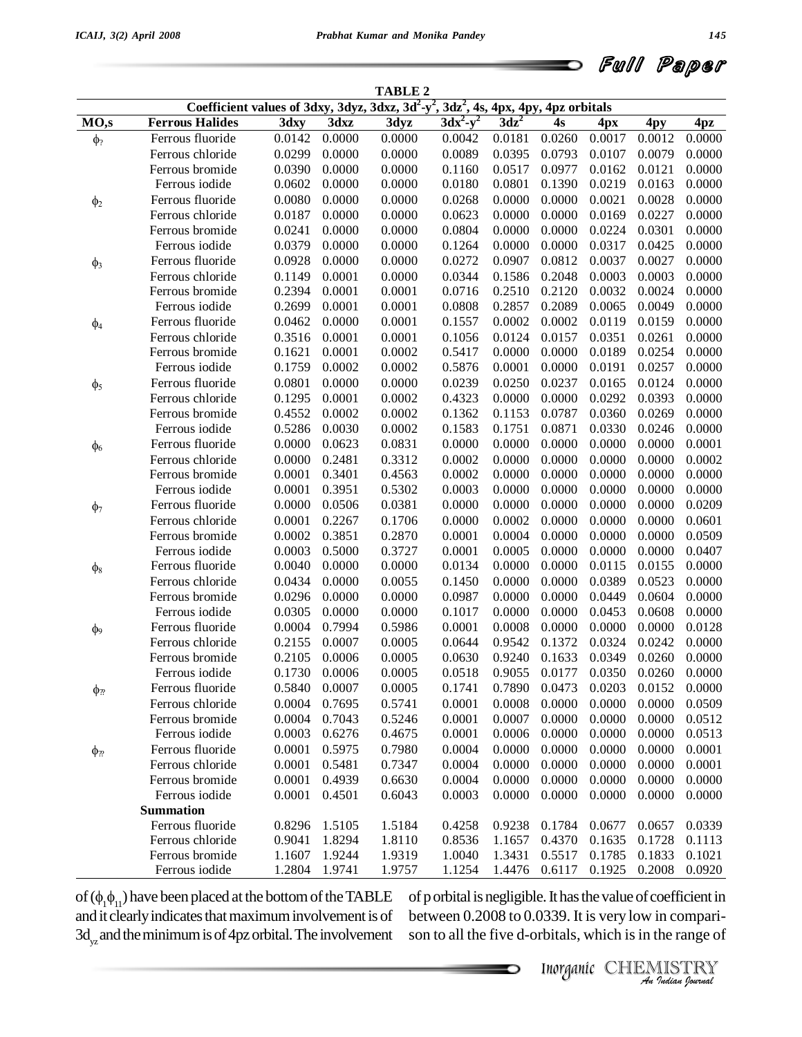**TABLE 2**

Coefficient values of 3dxy, 3dyz, 3dxz, $3d^2$-$y^2$, $3dz^2$, 4s, 4px, 4py, 4pz orbitals

| MO,s | Ferrous Halides | 3dxy | 3dxz | 3dyz | $3dx^2$-$y^2$ | $3dz^2$ | 4s | 4px | 4py | 4pz |
|---|---|---|---|---|---|---|---|---|---|---|
| $\phi_?$ | Ferrous fluoride | 0.0142 | 0.0000 | 0.0000 | 0.0042 | 0.0181 | 0.0260 | 0.0017 | 0.0012 | 0.0000 |
| | Ferrous chloride | 0.0299 | 0.0000 | 0.0000 | 0.0089 | 0.0395 | 0.0793 | 0.0107 | 0.0079 | 0.0000 |
| | Ferrous bromide | 0.0390 | 0.0000 | 0.0000 | 0.1160 | 0.0517 | 0.0977 | 0.0162 | 0.0121 | 0.0000 |
| | Ferrous iodide | 0.0602 | 0.0000 | 0.0000 | 0.0180 | 0.0801 | 0.1390 | 0.0219 | 0.0163 | 0.0000 |
| $\phi_2$ | Ferrous fluoride | 0.0080 | 0.0000 | 0.0000 | 0.0268 | 0.0000 | 0.0000 | 0.0021 | 0.0028 | 0.0000 |
| | Ferrous chloride | 0.0187 | 0.0000 | 0.0000 | 0.0623 | 0.0000 | 0.0000 | 0.0169 | 0.0227 | 0.0000 |
| | Ferrous bromide | 0.0241 | 0.0000 | 0.0000 | 0.0804 | 0.0000 | 0.0000 | 0.0224 | 0.0301 | 0.0000 |
| | Ferrous iodide | 0.0379 | 0.0000 | 0.0000 | 0.1264 | 0.0000 | 0.0000 | 0.0317 | 0.0425 | 0.0000 |
| $\phi_3$ | Ferrous fluoride | 0.0928 | 0.0000 | 0.0000 | 0.0272 | 0.0907 | 0.0812 | 0.0037 | 0.0027 | 0.0000 |
| | Ferrous chloride | 0.1149 | 0.0001 | 0.0000 | 0.0344 | 0.1586 | 0.2048 | 0.0003 | 0.0003 | 0.0000 |
| | Ferrous bromide | 0.2394 | 0.0001 | 0.0001 | 0.0716 | 0.2510 | 0.2120 | 0.0032 | 0.0024 | 0.0000 |
| | Ferrous iodide | 0.2699 | 0.0001 | 0.0001 | 0.0808 | 0.2857 | 0.2089 | 0.0065 | 0.0049 | 0.0000 |
| $\phi_4$ | Ferrous fluoride | 0.0462 | 0.0000 | 0.0001 | 0.1557 | 0.0002 | 0.0002 | 0.0119 | 0.0159 | 0.0000 |
| | Ferrous chloride | 0.3516 | 0.0001 | 0.0001 | 0.1056 | 0.0124 | 0.0157 | 0.0351 | 0.0261 | 0.0000 |
| | Ferrous bromide | 0.1621 | 0.0001 | 0.0002 | 0.5417 | 0.0000 | 0.0000 | 0.0189 | 0.0254 | 0.0000 |
| | Ferrous iodide | 0.1759 | 0.0002 | 0.0002 | 0.5876 | 0.0001 | 0.0000 | 0.0191 | 0.0257 | 0.0000 |
| $\phi_5$ | Ferrous fluoride | 0.0801 | 0.0000 | 0.0000 | 0.0239 | 0.0250 | 0.0237 | 0.0165 | 0.0124 | 0.0000 |
| | Ferrous chloride | 0.1295 | 0.0001 | 0.0002 | 0.4323 | 0.0000 | 0.0000 | 0.0292 | 0.0393 | 0.0000 |
| | Ferrous bromide | 0.4552 | 0.0002 | 0.0002 | 0.1362 | 0.1153 | 0.0787 | 0.0360 | 0.0269 | 0.0000 |
| | Ferrous iodide | 0.5286 | 0.0030 | 0.0002 | 0.1583 | 0.1751 | 0.0871 | 0.0330 | 0.0246 | 0.0000 |
| $\phi_6$ | Ferrous fluoride | 0.0000 | 0.0623 | 0.0831 | 0.0000 | 0.0000 | 0.0000 | 0.0000 | 0.0000 | 0.0001 |
| | Ferrous chloride | 0.0000 | 0.2481 | 0.3312 | 0.0002 | 0.0000 | 0.0000 | 0.0000 | 0.0000 | 0.0002 |
| | Ferrous bromide | 0.0001 | 0.3401 | 0.4563 | 0.0002 | 0.0000 | 0.0000 | 0.0000 | 0.0000 | 0.0000 |
| | Ferrous iodide | 0.0001 | 0.3951 | 0.5302 | 0.0003 | 0.0000 | 0.0000 | 0.0000 | 0.0000 | 0.0000 |
| $\phi_7$ | Ferrous fluoride | 0.0000 | 0.0506 | 0.0381 | 0.0000 | 0.0000 | 0.0000 | 0.0000 | 0.0000 | 0.0209 |
| | Ferrous chloride | 0.0001 | 0.2267 | 0.1706 | 0.0000 | 0.0002 | 0.0000 | 0.0000 | 0.0000 | 0.0601 |
| | Ferrous bromide | 0.0002 | 0.3851 | 0.2870 | 0.0001 | 0.0004 | 0.0000 | 0.0000 | 0.0000 | 0.0509 |
| | Ferrous iodide | 0.0003 | 0.5000 | 0.3727 | 0.0001 | 0.0005 | 0.0000 | 0.0000 | 0.0000 | 0.0407 |
| $\phi_8$ | Ferrous fluoride | 0.0040 | 0.0000 | 0.0000 | 0.0134 | 0.0000 | 0.0000 | 0.0115 | 0.0155 | 0.0000 |
| | Ferrous chloride | 0.0434 | 0.0000 | 0.0055 | 0.1450 | 0.0000 | 0.0000 | 0.0389 | 0.0523 | 0.0000 |
| | Ferrous bromide | 0.0296 | 0.0000 | 0.0000 | 0.0987 | 0.0000 | 0.0000 | 0.0449 | 0.0604 | 0.0000 |
| | Ferrous iodide | 0.0305 | 0.0000 | 0.0000 | 0.1017 | 0.0000 | 0.0000 | 0.0453 | 0.0608 | 0.0000 |
| $\phi_9$ | Ferrous fluoride | 0.0004 | 0.7994 | 0.5986 | 0.0001 | 0.0008 | 0.0000 | 0.0000 | 0.0000 | 0.0128 |
| | Ferrous chloride | 0.2155 | 0.0007 | 0.0005 | 0.0644 | 0.9542 | 0.1372 | 0.0324 | 0.0242 | 0.0000 |
| | Ferrous bromide | 0.2105 | 0.0006 | 0.0005 | 0.0630 | 0.9240 | 0.1633 | 0.0349 | 0.0260 | 0.0000 |
| | Ferrous iodide | 0.1730 | 0.0006 | 0.0005 | 0.0518 | 0.9055 | 0.0177 | 0.0350 | 0.0260 | 0.0000 |
| $\phi_{??}$ | Ferrous fluoride | 0.5840 | 0.0007 | 0.0005 | 0.1741 | 0.7890 | 0.0473 | 0.0203 | 0.0152 | 0.0000 |
| | Ferrous chloride | 0.0004 | 0.7695 | 0.5741 | 0.0001 | 0.0008 | 0.0000 | 0.0000 | 0.0000 | 0.0509 |
| | Ferrous bromide | 0.0004 | 0.7043 | 0.5246 | 0.0001 | 0.0007 | 0.0000 | 0.0000 | 0.0000 | 0.0512 |
| | Ferrous iodide | 0.0003 | 0.6276 | 0.4675 | 0.0001 | 0.0006 | 0.0000 | 0.0000 | 0.0000 | 0.0513 |
| $\phi_{??}$ | Ferrous fluoride | 0.0001 | 0.5975 | 0.7980 | 0.0004 | 0.0000 | 0.0000 | 0.0000 | 0.0000 | 0.0001 |
| | Ferrous chloride | 0.0001 | 0.5481 | 0.7347 | 0.0004 | 0.0000 | 0.0000 | 0.0000 | 0.0000 | 0.0001 |
| | Ferrous bromide | 0.0001 | 0.4939 | 0.6630 | 0.0004 | 0.0000 | 0.0000 | 0.0000 | 0.0000 | 0.0000 |
| | Ferrous iodide | 0.0001 | 0.4501 | 0.6043 | 0.0003 | 0.0000 | 0.0000 | 0.0000 | 0.0000 | 0.0000 |
| | **Summation** | | | | | | | | | |
| | Ferrous fluoride | 0.8296 | 1.5105 | 1.5184 | 0.4258 | 0.9238 | 0.1784 | 0.0677 | 0.0657 | 0.0339 |
| | Ferrous chloride | 0.9041 | 1.8294 | 1.8110 | 0.8536 | 1.1657 | 0.4370 | 0.1635 | 0.1728 | 0.1113 |
| | Ferrous bromide | 1.1607 | 1.9244 | 1.9319 | 1.0040 | 1.3431 | 0.5517 | 0.1785 | 0.1833 | 0.1021 |
| | Ferrous iodide | 1.2804 | 1.9741 | 1.9757 | 1.1254 | 1.4476 | 0.6117 | 0.1925 | 0.2008 | 0.0920 |

of ($\phi_1\phi_{11}$) have been placed at the bottom of the TABLE and it clearly indicates that maximum involvement is of $3d_{yz}$ and the minimum is of 4pz orbital. The involvement of p orbital is negligible. It has the value of coefficient in between 0.2008 to 0.0339. It is very low in comparison to all the five d-orbitals, which is in the range of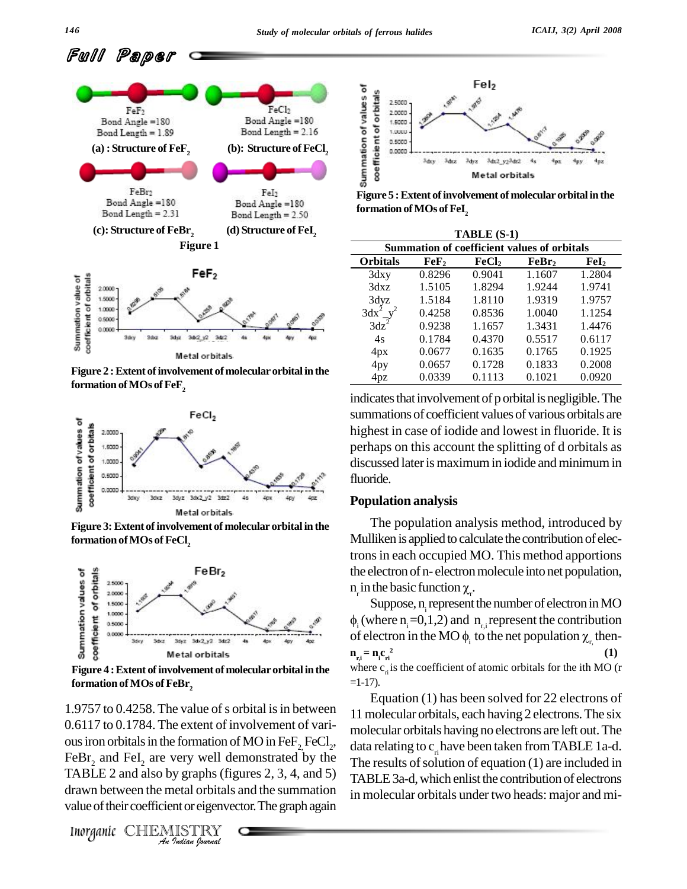# Full Paper

FeF₂ Bond Angle =180 Bond Length = 1.89

**(a) : Structure of $FeF_2$**

FeCl₂ Bond Angle =180 Bond Length = 2.16

**(b): Structure of $FeCl_2$**

FeBr₂ Bond Angle =180 Bond Length = 2.31

**(c): Structure of $FeBr_2$**

FeI₂ Bond Angle =180 Bond Length = 2.50

**(d) Structure of $FeI_2$**

**Figure 1**

**Figure 2 : Extent of involvement of molecular orbital in the formation of MOs of $FeF_2$**

**Figure 3: Extent of involvement of molecular orbital in the formation of MOs of $FeCl_2$**

**Figure 4 : Extent of involvement of molecular orbital in the formation of MOs of $FeBr_2$**

1.9757 to 0.4258. The value of s orbital is in between 0.6117 to 0.1784. The extent of involvement of various iron orbitals in the formation of MO in $FeF_2$, $FeCl_2$, $FeBr_2$ and $FeI_2$ are very well demonstrated by the TABLE 2 and also by graphs (figures 2, 3, 4, and 5) drawn between the metal orbitals and the summation value of their coefficient or eigenvector. The graph again indicates that involvement of p orbital is negligible. The summations of coefficient values of various orbitals are highest in case of iodide and lowest in fluoride. It is perhaps on this account the splitting of d orbitals as discussed later is maximum in iodide and minimum in fluoride.

**Figure 5 : Extent of involvement of molecular orbital in the formation of MOs of $FeI_2$**

**TABLE (S-1)**

| Summation of coefficient values of orbitals | | | | |
|---|---|---|---|---|
| **Orbitals** | **$FeF_2$** | **$FeCl_2$** | **$FeBr_2$** | **$FeI_2$** |
| 3dxy | 0.8296 | 0.9041 | 1.1607 | 1.2804 |
| 3dxz | 1.5105 | 1.8294 | 1.9244 | 1.9741 |
| 3dyz | 1.5184 | 1.8110 | 1.9319 | 1.9757 |
| $3dx^2\_y^2$ | 0.4258 | 0.8536 | 1.0040 | 1.1254 |
| $3dz^2$ | 0.9238 | 1.1657 | 1.3431 | 1.4476 |
| 4s | 0.1784 | 0.4370 | 0.5517 | 0.6117 |
| 4px | 0.0677 | 0.1635 | 0.1765 | 0.1925 |
| 4py | 0.0657 | 0.1728 | 0.1833 | 0.2008 |
| 4pz | 0.0339 | 0.1113 | 0.1021 | 0.0920 |

## Population analysis

The population analysis method, introduced by Mulliken is applied to calculate the contribution of electrons in each occupied MO. This method apportions the electron of n- electron molecule into net population, $n_r$ in the basic function $\chi_r$.

Suppose, $n_i$ represent the number of electron in MO $\phi_i$ (where $n_i$=0,1,2) and $n_{r,i}$ represent the contribution of electron in the MO $\phi_i$ to the net population $\chi_r$, then-

$$n_{r,i} = n_i c_{ri}^2 \qquad (1)$$

where $c_{ri}$ is the coefficient of atomic orbitals for the ith MO (r =1-17).

Equation (1) has been solved for 22 electrons of 11 molecular orbitals, each having 2 electrons. The six molecular orbitals having no electrons are left out. The data relating to $c_{ri}$ have been taken from TABLE 1a-d. The results of solution of equation (1) are included in TABLE 3a-d, which enlist the contribution of electrons in molecular orbitals under two heads: major and mi-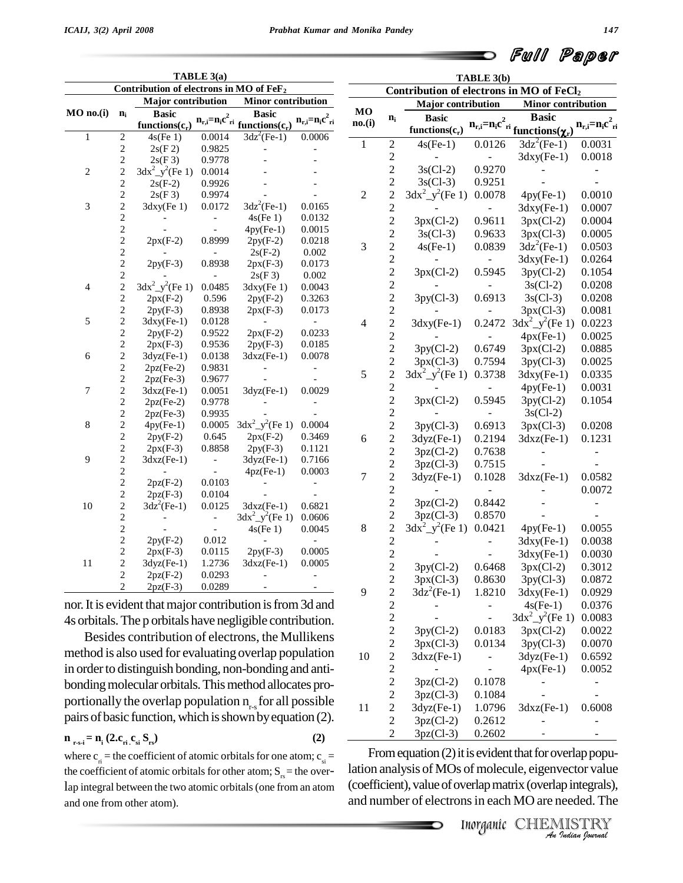**TABLE 3(a)**

**Contribution of electrons in MO of $FeF_2$**

| MO no.(i) | $n_i$ | Major contribution | | Minor contribution | |
|---|---|---|---|---|---|
| | | Basic functions($c_r$) | $n_{r,i}=n_ic^2_{ri}$ | Basic functions($c_r$) | $n_{r,i}=n_ic^2_{ri}$ |
| 1 | 2 | 4s(Fe 1) | 0.0014 | $3dz^2$(Fe-1) | 0.0006 |
| | 2 | 2s(F 2) | 0.9825 | - | - |
| | 2 | 2s(F 3) | 0.9778 | - | - |
| 2 | 2 | $3dx^2\_y^2$(Fe 1) | 0.0014 | - | - |
| | 2 | 2s(F-2) | 0.9926 | - | - |
| | 2 | 2s(F 3) | 0.9974 | - | - |
| 3 | 2 | 3dxy(Fe 1) | 0.0172 | $3dz^2$(Fe-1) | 0.0165 |
| | 2 | - | - | 4s(Fe 1) | 0.0132 |
| | 2 | - | - | 4py(Fe-1) | 0.0015 |
| | 2 | 2px(F-2) | 0.8999 | 2py(F-2) | 0.0218 |
| | 2 | - | - | 2s(F-2) | 0.002 |
| | 2 | 2py(F-3) | 0.8938 | 2px(F-3) | 0.0173 |
| | 2 | - | - | 2s(F 3) | 0.002 |
| 4 | 2 | $3dx^2\_y^2$(Fe 1) | 0.0485 | 3dxy(Fe 1) | 0.0043 |
| | 2 | 2px(F-2) | 0.596 | 2py(F-2) | 0.3263 |
| | 2 | 2py(F-3) | 0.8938 | 2px(F-3) | 0.0173 |
| 5 | 2 | 3dxy(Fe-1) | 0.0128 | - | - |
| | 2 | 2py(F-2) | 0.9522 | 2px(F-2) | 0.0233 |
| | 2 | 2px(F-3) | 0.9536 | 2py(F-3) | 0.0185 |
| 6 | 2 | 3dyz(Fe-1) | 0.0138 | 3dxz(Fe-1) | 0.0078 |
| | 2 | 2pz(Fe-2) | 0.9831 | - | - |
| | 2 | 2pz(Fe-3) | 0.9677 | - | - |
| 7 | 2 | 3dxz(Fe-1) | 0.0051 | 3dyz(Fe-1) | 0.0029 |
| | 2 | 2pz(Fe-2) | 0.9778 | - | - |
| | 2 | 2pz(Fe-3) | 0.9935 | - | - |
| 8 | 2 | 4py(Fe-1) | 0.0005 | $3dx^2\_y^2$(Fe 1) | 0.0004 |
| | 2 | 2py(F-2) | 0.645 | 2px(F-2) | 0.3469 |
| | 2 | 2px(F-3) | 0.8858 | 2py(F-3) | 0.1121 |
| 9 | 2 | 3dxz(Fe-1) | - | 3dyz(Fe-1) | 0.7166 |
| | 2 | - | - | 4pz(Fe-1) | 0.0003 |
| | 2 | 2pz(F-2) | 0.0103 | - | - |
| | 2 | 2pz(F-3) | 0.0104 | - | - |
| 10 | 2 | $3dz^2$(Fe-1) | 0.0125 | 3dxz(Fe-1) | 0.6821 |
| | 2 | - | - | $3dx^2\_y^2$(Fe 1) | 0.0606 |
| | 2 | - | - | 4s(Fe 1) | 0.0045 |
| | 2 | 2py(F-2) | 0.012 | - | - |
| | 2 | 2px(F-3) | 0.0115 | 2py(F-3) | 0.0005 |
| 11 | 2 | 3dyz(Fe-1) | 1.2736 | 3dxz(Fe-1) | 0.0005 |
| | 2 | 2pz(F-2) | 0.0293 | - | - |
| | 2 | 2pz(F-3) | 0.0289 | - | - |

nor. It is evident that major contribution is from 3d and 4s orbitals. The p orbitals have negligible contribution.

Besides contribution of electrons, the Mullikens method is also used for evaluating overlap population in order to distinguish bonding, non-bonding and anti-bonding molecular orbitals. This method allocates proportionally the overlap population $n_{r-s}$ for all possible pairs of basic function, which is shown by equation (2).

$$n_{r\text{-}s\text{-}i} = n_i\,(2.c_{ri}\,c_{si}\,S_{rs}) \qquad (2)$$

where $c_{ri}$ = the coefficient of atomic orbitals for one atom; $c_{si}$ = the coefficient of atomic orbitals for other atom; $S_{rs}$ = the overlap integral between the two atomic orbitals (one from an atom and one from other atom).

**TABLE 3(b)**

**Contribution of electrons in MO of $FeCl_2$**

| MO no.(i) | $n_i$ | Major contribution | | Minor contribution | |
|---|---|---|---|---|---|
| | | Basic functions($c_r$) | $n_{r,i}=n_ic^2_{ri}$ | Basic functions($\chi_r$) | $n_{r,i}=n_ic^2_{ri}$ |
| 1 | 2 | 4s(Fe-1) | 0.0126 | $3dz^2$(Fe-1) | 0.0031 |
| | 2 | - | - | 3dxy(Fe-1) | 0.0018 |
| | 2 | 3s(Cl-2) | 0.9270 | - | - |
| | 2 | 3s(Cl-3) | 0.9251 | - | - |
| 2 | 2 | $3dx^2\_y^2$(Fe 1) | 0.0078 | 4py(Fe-1) | 0.0010 |
| | 2 | - | - | 3dxy(Fe-1) | 0.0007 |
| | 2 | 3px(Cl-2) | 0.9611 | 3px(Cl-2) | 0.0004 |
| | 2 | 3s(Cl-3) | 0.9633 | 3px(Cl-3) | 0.0005 |
| 3 | 2 | 4s(Fe-1) | 0.0839 | $3dz^2$(Fe-1) | 0.0503 |
| | 2 | - | - | 3dxy(Fe-1) | 0.0264 |
| | 2 | 3px(Cl-2) | 0.5945 | 3py(Cl-2) | 0.1054 |
| | 2 | - | - | 3s(Cl-2) | 0.0208 |
| | 2 | 3py(Cl-3) | 0.6913 | 3s(Cl-3) | 0.0208 |
| | 2 | - | - | 3px(Cl-3) | 0.0081 |
| 4 | 2 | 3dxy(Fe-1) | 0.2472 | $3dx^2\_y^2$(Fe 1) | 0.0223 |
| | 2 | - | - | 4px(Fe-1) | 0.0025 |
| | 2 | 3py(Cl-2) | 0.6749 | 3px(Cl-2) | 0.0885 |
| | 2 | 3px(Cl-3) | 0.7594 | 3py(Cl-3) | 0.0025 |
| 5 | 2 | $3dx^2\_y^2$(Fe 1) | 0.3738 | 3dxy(Fe-1) | 0.0335 |
| | 2 | - | - | 4py(Fe-1) | 0.0031 |
| | 2 | 3px(Cl-2) | 0.5945 | 3py(Cl-2) | 0.1054 |
| | 2 | - | - | 3s(Cl-2) | |
| | 2 | 3py(Cl-3) | 0.6913 | 3px(Cl-3) | 0.0208 |
| 6 | 2 | 3dyz(Fe-1) | 0.2194 | 3dxz(Fe-1) | 0.1231 |
| | 2 | 3pz(Cl-2) | 0.7638 | - | - |
| | 2 | 3pz(Cl-3) | 0.7515 | - | - |
| 7 | 2 | 3dyz(Fe-1) | 0.1028 | 3dxz(Fe-1) | 0.0582 |
| | 2 | - | - | - | 0.0072 |
| | 2 | 3pz(Cl-2) | 0.8442 | - | - |
| | 2 | 3pz(Cl-3) | 0.8570 | - | - |
| 8 | 2 | $3dx^2\_y^2$(Fe 1) | 0.0421 | 4py(Fe-1) | 0.0055 |
| | 2 | - | - | 3dxy(Fe-1) | 0.0038 |
| | 2 | - | - | 3dxy(Fe-1) | 0.0030 |
| | 2 | 3py(Cl-2) | 0.6468 | 3px(Cl-2) | 0.3012 |
| | 2 | 3px(Cl-3) | 0.8630 | 3py(Cl-3) | 0.0872 |
| 9 | 2 | $3dz^2$(Fe-1) | 1.8210 | 3dxy(Fe-1) | 0.0929 |
| | 2 | - | - | 4s(Fe-1) | 0.0376 |
| | 2 | - | - | $3dx^2\_y^2$(Fe 1) | 0.0083 |
| | 2 | 3py(Cl-2) | 0.0183 | 3px(Cl-2) | 0.0022 |
| | 2 | 3px(Cl-3) | 0.0134 | 3py(Cl-3) | 0.0070 |
| 10 | 2 | 3dxz(Fe-1) | - | 3dyz(Fe-1) | 0.6592 |
| | 2 | - | - | 4px(Fe-1) | 0.0052 |
| | 2 | 3pz(Cl-2) | 0.1078 | - | - |
| | 2 | 3pz(Cl-3) | 0.1084 | - | - |
| 11 | 2 | 3dyz(Fe-1) | 1.0796 | 3dxz(Fe-1) | 0.6008 |
| | 2 | 3pz(Cl-2) | 0.2612 | - | - |
| | 2 | 3pz(Cl-3) | 0.2602 | - | - |

From equation (2) it is evident that for overlap population analysis of MOs of molecule, eigenvector value (coefficient), value of overlap matrix (overlap integrals), and number of electrons in each MO are needed. The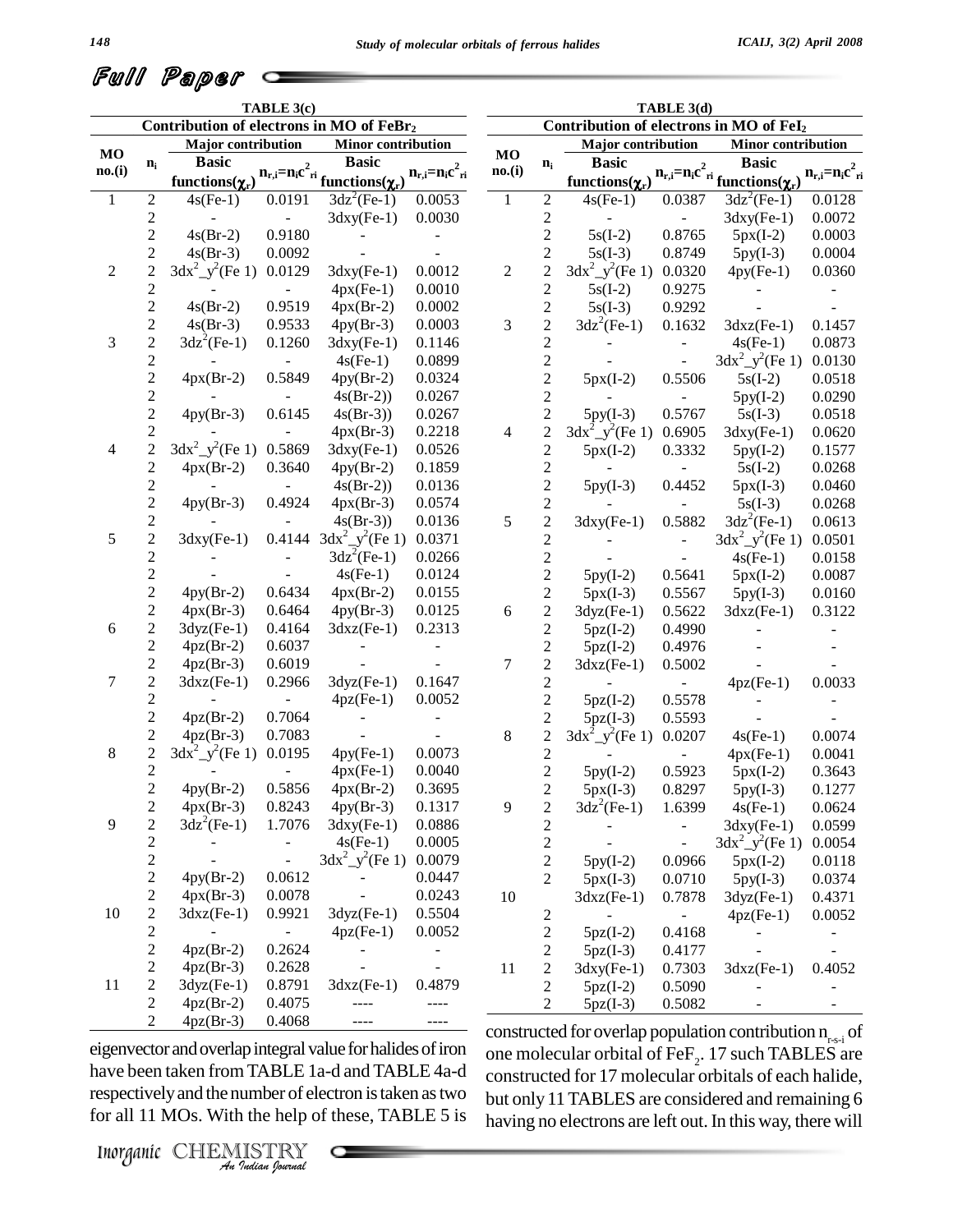**Full Paper**

TABLE 3(c)

Contribution of electrons in MO of $FeBr_2$

| MO no.(i) | $n_i$ | Major contribution Basic functions($\chi_r$) | $n_{r,i}=n_ic^2_{ri}$ | Minor contribution Basic functions($\chi_r$) | $n_{r,i}=n_ic^2_{ri}$ |
|---|---|---|---|---|---|
| 1 | 2 | 4s(Fe-1) | 0.0191 | $3dz^2$(Fe-1) | 0.0053 |
| | 2 | - | - | 3dxy(Fe-1) | 0.0030 |
| | 2 | 4s(Br-2) | 0.9180 | - | - |
| | 2 | 4s(Br-3) | 0.0092 | - | - |
| 2 | 2 | $3dx^2\_y^2$(Fe 1) | 0.0129 | 3dxy(Fe-1) | 0.0012 |
| | 2 | - | - | 4px(Fe-1) | 0.0010 |
| | 2 | 4s(Br-2) | 0.9519 | 4px(Br-2) | 0.0002 |
| | 2 | 4s(Br-3) | 0.9533 | 4py(Br-3) | 0.0003 |
| 3 | 2 | $3dz^2$(Fe-1) | 0.1260 | 3dxy(Fe-1) | 0.1146 |
| | 2 | - | - | 4s(Fe-1) | 0.0899 |
| | 2 | 4px(Br-2) | 0.5849 | 4py(Br-2) | 0.0324 |
| | 2 | - | - | 4s(Br-2)) | 0.0267 |
| | 2 | 4py(Br-3) | 0.6145 | 4s(Br-3)) | 0.0267 |
| | 2 | - | - | 4px(Br-3) | 0.2218 |
| 4 | 2 | $3dx^2\_y^2$(Fe 1) | 0.5869 | 3dxy(Fe-1) | 0.0526 |
| | 2 | 4px(Br-2) | 0.3640 | 4py(Br-2) | 0.1859 |
| | 2 | - | - | 4s(Br-2)) | 0.0136 |
| | 2 | 4py(Br-3) | 0.4924 | 4px(Br-3) | 0.0574 |
| | 2 | - | - | 4s(Br-3)) | 0.0136 |
| 5 | 2 | 3dxy(Fe-1) | 0.4144 | $3dx^2\_y^2$(Fe 1) | 0.0371 |
| | 2 | - | - | $3dz^2$(Fe-1) | 0.0266 |
| | 2 | - | - | 4s(Fe-1) | 0.0124 |
| | 2 | 4py(Br-2) | 0.6434 | 4px(Br-2) | 0.0155 |
| | 2 | 4px(Br-3) | 0.6464 | 4py(Br-3) | 0.0125 |
| 6 | 2 | 3dyz(Fe-1) | 0.4164 | 3dxz(Fe-1) | 0.2313 |
| | 2 | 4pz(Br-2) | 0.6037 | - | - |
| | 2 | 4pz(Br-3) | 0.6019 | - | - |
| 7 | 2 | 3dxz(Fe-1) | 0.2966 | 3dyz(Fe-1) | 0.1647 |
| | 2 | - | - | 4pz(Fe-1) | 0.0052 |
| | 2 | 4pz(Br-2) | 0.7064 | - | - |
| | 2 | 4pz(Br-3) | 0.7083 | - | - |
| 8 | 2 | $3dx^2\_y^2$(Fe 1) | 0.0195 | 4py(Fe-1) | 0.0073 |
| | 2 | - | - | 4px(Fe-1) | 0.0040 |
| | 2 | 4py(Br-2) | 0.5856 | 4px(Br-2) | 0.3695 |
| | 2 | 4px(Br-3) | 0.8243 | 4py(Br-3) | 0.1317 |
| 9 | 2 | $3dz^2$(Fe-1) | 1.7076 | 3dxy(Fe-1) | 0.0886 |
| | 2 | - | - | 4s(Fe-1) | 0.0005 |
| | 2 | - | - | $3dx^2\_y^2$(Fe 1) | 0.0079 |
| | 2 | 4py(Br-2) | 0.0612 | - | 0.0447 |
| | 2 | 4px(Br-3) | 0.0078 | - | 0.0243 |
| 10 | 2 | 3dxz(Fe-1) | 0.9921 | 3dyz(Fe-1) | 0.5504 |
| | 2 | - | - | 4pz(Fe-1) | 0.0052 |
| | 2 | 4pz(Br-2) | 0.2624 | - | - |
| | 2 | 4pz(Br-3) | 0.2628 | - | - |
| 11 | 2 | 3dyz(Fe-1) | 0.8791 | 3dxz(Fe-1) | 0.4879 |
| | 2 | 4pz(Br-2) | 0.4075 | ---- | ---- |
| | 2 | 4pz(Br-3) | 0.4068 | ---- | ---- |

TABLE 3(d)

Contribution of electrons in MO of $FeI_2$

| MO no.(i) | $n_i$ | Major contribution Basic functions($\chi_r$) | $n_{r,i}=n_ic^2_{ri}$ | Minor contribution Basic functions($\chi_r$) | $n_{r,i}=n_ic^2_{ri}$ |
|---|---|---|---|---|---|
| 1 | 2 | 4s(Fe-1) | 0.0387 | $3dz^2$(Fe-1) | 0.0128 |
| | 2 | - | - | 3dxy(Fe-1) | 0.0072 |
| | 2 | 5s(I-2) | 0.8765 | 5px(I-2) | 0.0003 |
| | 2 | 5s(I-3) | 0.8749 | 5py(I-3) | 0.0004 |
| 2 | 2 | $3dx^2\_y^2$(Fe 1) | 0.0320 | 4py(Fe-1) | 0.0360 |
| | 2 | 5s(I-2) | 0.9275 | - | - |
| | 2 | 5s(I-3) | 0.9292 | - | - |
| 3 | 2 | $3dz^2$(Fe-1) | 0.1632 | 3dxz(Fe-1) | 0.1457 |
| | 2 | - | - | 4s(Fe-1) | 0.0873 |
| | 2 | - | - | $3dx^2\_y^2$(Fe 1) | 0.0130 |
| | 2 | 5px(I-2) | 0.5506 | 5s(I-2) | 0.0518 |
| | 2 | - | - | 5py(I-2) | 0.0290 |
| | 2 | 5py(I-3) | 0.5767 | 5s(I-3) | 0.0518 |
| 4 | 2 | $3dx^2\_y^2$(Fe 1) | 0.6905 | 3dxy(Fe-1) | 0.0620 |
| | 2 | 5px(I-2) | 0.3332 | 5py(I-2) | 0.1577 |
| | 2 | - | - | 5s(I-2) | 0.0268 |
| | 2 | 5py(I-3) | 0.4452 | 5px(I-3) | 0.0460 |
| | 2 | - | - | 5s(I-3) | 0.0268 |
| 5 | 2 | 3dxy(Fe-1) | 0.5882 | $3dz^2$(Fe-1) | 0.0613 |
| | 2 | - | - | $3dx^2\_y^2$(Fe 1) | 0.0501 |
| | 2 | - | - | 4s(Fe-1) | 0.0158 |
| | 2 | 5py(I-2) | 0.5641 | 5px(I-2) | 0.0087 |
| | 2 | 5px(I-3) | 0.5567 | 5py(I-3) | 0.0160 |
| 6 | 2 | 3dyz(Fe-1) | 0.5622 | 3dxz(Fe-1) | 0.3122 |
| | 2 | 5pz(I-2) | 0.4990 | - | - |
| | 2 | 5pz(I-2) | 0.4976 | - | - |
| 7 | 2 | 3dxz(Fe-1) | 0.5002 | - | - |
| | 2 | - | - | 4pz(Fe-1) | 0.0033 |
| | 2 | 5pz(I-2) | 0.5578 | - | - |
| | 2 | 5pz(I-3) | 0.5593 | - | - |
| 8 | 2 | $3dx^2\_y^2$(Fe 1) | 0.0207 | 4s(Fe-1) | 0.0074 |
| | 2 | - | - | 4px(Fe-1) | 0.0041 |
| | 2 | 5py(I-2) | 0.5923 | 5px(I-2) | 0.3643 |
| | 2 | 5px(I-3) | 0.8297 | 5py(I-3) | 0.1277 |
| 9 | 2 | $3dz^2$(Fe-1) | 1.6399 | 4s(Fe-1) | 0.0624 |
| | 2 | - | - | 3dxy(Fe-1) | 0.0599 |
| | 2 | - | - | $3dx^2\_y^2$(Fe 1) | 0.0054 |
| | 2 | 5py(I-2) | 0.0966 | 5px(I-2) | 0.0118 |
| | 2 | 5px(I-3) | 0.0710 | 5py(I-3) | 0.0374 |
| 10 | | 3dxz(Fe-1) | 0.7878 | 3dyz(Fe-1) | 0.4371 |
| | 2 | - | - | 4pz(Fe-1) | 0.0052 |
| | 2 | 5pz(I-2) | 0.4168 | - | - |
| | 2 | 5pz(I-3) | 0.4177 | - | - |
| 11 | 2 | 3dxy(Fe-1) | 0.7303 | 3dxz(Fe-1) | 0.4052 |
| | 2 | 5pz(I-2) | 0.5090 | - | - |
| | 2 | 5pz(I-3) | 0.5082 | - | - |

eigenvector and overlap integral value for halides of iron have been taken from TABLE 1a-d and TABLE 4a-d respectively and the number of electron is taken as two for all 11 MOs. With the help of these, TABLE 5 is constructed for overlap population contribution $n_{r-s-i}$ of one molecular orbital of $FeF_2$. 17 such TABLES are constructed for 17 molecular orbitals of each halide, but only 11 TABLES are considered and remaining 6 having no electrons are left out. In this way, there will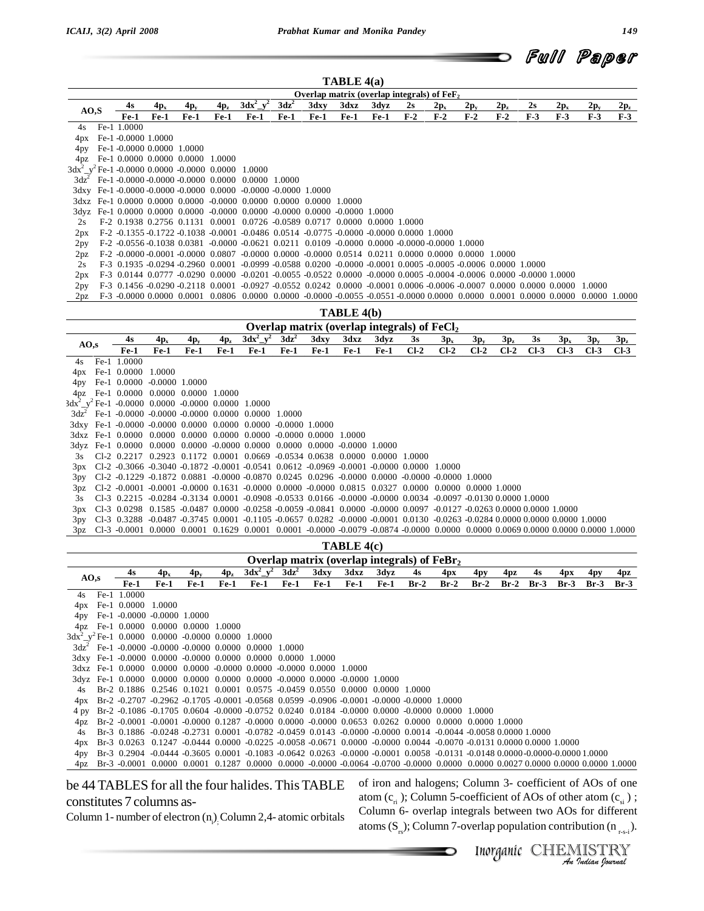**TABLE 4(a)**

| AO,S | | 4s | $4p_x$ | $4p_y$ | $4p_z$ | $3dx^2\_y^2$ | $3dz^2$ | 3dxy | 3dxz | 3dyz | 2s | $2p_x$ | $2p_y$ | $2p_z$ | 2s | $2p_x$ | $2p_y$ | $2p_z$ |
|---|---|---|---|---|---|---|---|---|---|---|---|---|---|---|---|---|---|---|
| | | Fe-1 | Fe-1 | Fe-1 | Fe-1 | Fe-1 | Fe-1 | Fe-1 | Fe-1 | Fe-1 | F-2 | F-2 | F-2 | F-2 | F-3 | F-3 | F-3 | F-3 |
| | | **Overlap matrix (overlap integrals) of $FeF_2$** | | | | | | | | | | | | | | | | |
| 4s | Fe-1 | 1.0000 | | | | | | | | | | | | | | | | |
| 4px | Fe-1 | -0.0000 | 1.0000 | | | | | | | | | | | | | | | |
| 4py | Fe-1 | -0.0000 | 0.0000 | 1.0000 | | | | | | | | | | | | | | |
| 4pz | Fe-1 | 0.0000 | 0.0000 | 0.0000 | 1.0000 | | | | | | | | | | | | | |
| $3dx^2\_y^2$ | Fe-1 | -0.0000 | 0.0000 | -0.0000 | 0.0000 | 1.0000 | | | | | | | | | | | | |
| $3dz^2$ | Fe-1 | -0.0000 | -0.0000 | -0.0000 | 0.0000 | 0.0000 | 1.0000 | | | | | | | | | | | |
| 3dxy | Fe-1 | -0.0000 | -0.0000 | -0.0000 | 0.0000 | -0.0000 | -0.0000 | 1.0000 | | | | | | | | | | |
| 3dxz | Fe-1 | 0.0000 | 0.0000 | 0.0000 | -0.0000 | 0.0000 | 0.0000 | 0.0000 | 1.0000 | | | | | | | | | |
| 3dyz | Fe-1 | 0.0000 | 0.0000 | 0.0000 | -0.0000 | 0.0000 | -0.0000 | 0.0000 | -0.0000 | 1.0000 | | | | | | | | |
| 2s | F-2 | 0.1938 | 0.2756 | 0.1131 | 0.0001 | 0.0726 | -0.0589 | 0.0717 | 0.0000 | 0.0000 | 1.0000 | | | | | | | |
| 2px | F-2 | -0.1355 | -0.1722 | -0.1038 | -0.0001 | -0.0486 | 0.0514 | -0.0775 | -0.0000 | -0.0000 | 0.0000 | 1.0000 | | | | | | |
| 2py | F-2 | -0.0556 | -0.1038 | 0.0381 | -0.0000 | -0.0621 | 0.0211 | 0.0109 | -0.0000 | 0.0000 | -0.0000 | -0.0000 | 1.0000 | | | | | |
| 2pz | F-2 | -0.0000 | -0.0001 | -0.0000 | 0.0807 | -0.0000 | 0.0000 | -0.0000 | 0.0514 | 0.0211 | 0.0000 | 0.0000 | 0.0000 | 1.0000 | | | | |
| 2s | F-3 | 0.1935 | -0.0294 | -0.2960 | 0.0001 | -0.0999 | -0.0588 | 0.0200 | -0.0000 | -0.0001 | 0.0005 | -0.0005 | -0.0006 | 0.0000 | 1.0000 | | | |
| 2px | F-3 | 0.0144 | 0.0777 | -0.0290 | 0.0000 | -0.0201 | -0.0055 | -0.0522 | 0.0000 | -0.0000 | 0.0005 | -0.0004 | -0.0006 | 0.0000 | -0.0000 | 1.0000 | | |
| 2py | F-3 | 0.1456 | -0.0290 | -0.2118 | 0.0001 | -0.0927 | -0.0552 | 0.0242 | 0.0000 | -0.0001 | 0.0006 | -0.0006 | -0.0007 | 0.0000 | 0.0000 | 0.0000 | 1.0000 | |
| 2pz | F-3 | -0.0000 | 0.0000 | 0.0001 | 0.0806 | 0.0000 | 0.0000 | -0.0000 | -0.0055 | -0.0551 | -0.0000 | 0.0000 | 0.0000 | 0.0001 | 0.0000 | 0.0000 | 0.0000 | 1.0000 |

**TABLE 4(b)**

| AO,s | | 4s | $4p_x$ | $4p_y$ | $4p_z$ | $3dx^2\_y^2$ | $3dz^2$ | 3dxy | 3dxz | 3dyz | 3s | $3p_x$ | $3p_y$ | $3p_z$ | 3s | $3p_x$ | $3p_y$ | $3p_z$ |
|---|---|---|---|---|---|---|---|---|---|---|---|---|---|---|---|---|---|---|
| | | Fe-1 | Fe-1 | Fe-1 | Fe-1 | Fe-1 | Fe-1 | Fe-1 | Fe-1 | Fe-1 | Cl-2 | Cl-2 | Cl-2 | Cl-2 | Cl-3 | Cl-3 | Cl-3 | Cl-3 |
| | | **Overlap matrix (overlap integrals) of $FeCl_2$** | | | | | | | | | | | | | | | | |
| 4s | Fe-1 | 1.0000 | | | | | | | | | | | | | | | | |
| 4px | Fe-1 | 0.0000 | 1.0000 | | | | | | | | | | | | | | | |
| 4py | Fe-1 | 0.0000 | -0.0000 | 1.0000 | | | | | | | | | | | | | | |
| 4pz | Fe-1 | 0.0000 | 0.0000 | 0.0000 | 1.0000 | | | | | | | | | | | | | |
| $3dx^2\_y^2$ | Fe-1 | -0.0000 | 0.0000 | -0.0000 | 0.0000 | 1.0000 | | | | | | | | | | | | |
| $3dz^2$ | Fe-1 | -0.0000 | -0.0000 | -0.0000 | 0.0000 | 0.0000 | 1.0000 | | | | | | | | | | | |
| 3dxy | Fe-1 | -0.0000 | -0.0000 | 0.0000 | 0.0000 | 0.0000 | -0.0000 | 1.0000 | | | | | | | | | | |
| 3dxz | Fe-1 | 0.0000 | 0.0000 | 0.0000 | 0.0000 | 0.0000 | -0.0000 | 0.0000 | 1.0000 | | | | | | | | | |
| 3dyz | Fe-1 | 0.0000 | 0.0000 | 0.0000 | -0.0000 | 0.0000 | 0.0000 | 0.0000 | -0.0000 | 1.0000 | | | | | | | | |
| 3s | Cl-2 | 0.2217 | 0.2923 | 0.1172 | 0.0001 | 0.0669 | -0.0534 | 0.0638 | 0.0000 | 0.0000 | 1.0000 | | | | | | | |
| 3px | Cl-2 | -0.3066 | -0.3040 | -0.1872 | -0.0001 | -0.0541 | 0.0612 | -0.0969 | -0.0001 | -0.0000 | 0.0000 | 1.0000 | | | | | | |
| 3py | Cl-2 | -0.1229 | -0.1872 | 0.0881 | -0.0000 | -0.0870 | 0.0245 | 0.0296 | -0.0000 | 0.0000 | -0.0000 | -0.0000 | 1.0000 | | | | | |
| 3pz | Cl-2 | -0.0001 | -0.0001 | -0.0000 | 0.1631 | -0.0000 | 0.0000 | -0.0000 | 0.0815 | 0.0327 | 0.0000 | 0.0000 | 0.0000 | 1.0000 | | | | |
| 3s | Cl-3 | 0.2215 | -0.0284 | -0.3134 | 0.0001 | -0.0908 | -0.0533 | 0.0166 | -0.0000 | -0.0000 | 0.0034 | -0.0097 | -0.0130 | 0.0000 | 1.0000 | | | |
| 3px | Cl-3 | 0.0298 | 0.1585 | -0.0487 | 0.0000 | -0.0258 | -0.0059 | -0.0841 | 0.0000 | -0.0000 | 0.0097 | -0.0127 | -0.0263 | 0.0000 | 0.0000 | 1.0000 | | |
| 3py | Cl-3 | 0.3288 | -0.0487 | -0.3745 | 0.0001 | -0.1105 | -0.0657 | 0.0282 | -0.0000 | -0.0001 | 0.0130 | -0.0263 | -0.0284 | 0.0000 | 0.0000 | 0.0000 | 1.0000 | |
| 3pz | Cl-3 | -0.0001 | 0.0000 | 0.0001 | 0.1629 | 0.0001 | 0.0001 | -0.0000 | -0.0079 | -0.0874 | -0.0000 | 0.0000 | 0.0000 | 0.0069 | 0.0000 | 0.0000 | 0.0000 | 1.0000 |

**TABLE 4(c)**

| AO,s | | 4s | $4p_x$ | $4p_y$ | $4p_z$ | $3dx^2\_y^2$ | $3dz^2$ | 3dxy | 3dxz | 3dyz | 4s | 4px | 4py | 4pz | 4s | 4px | 4py | 4pz |
|---|---|---|---|---|---|---|---|---|---|---|---|---|---|---|---|---|---|---|
| | | Fe-1 | Fe-1 | Fe-1 | Fe-1 | Fe-1 | Fe-1 | Fe-1 | Fe-1 | Fe-1 | Br-2 | Br-2 | Br-2 | Br-2 | Br-3 | Br-3 | Br-3 | Br-3 |
| | | **Overlap matrix (overlap integrals) of $FeBr_2$** | | | | | | | | | | | | | | | | |
| 4s | Fe-1 | 1.0000 | | | | | | | | | | | | | | | | |
| 4px | Fe-1 | 0.0000 | 1.0000 | | | | | | | | | | | | | | | |
| 4py | Fe-1 | -0.0000 | -0.0000 | 1.0000 | | | | | | | | | | | | | | |
| 4pz | Fe-1 | 0.0000 | 0.0000 | 0.0000 | 1.0000 | | | | | | | | | | | | | |
| $3dx^2\_y^2$ | Fe-1 | 0.0000 | 0.0000 | -0.0000 | 0.0000 | 1.0000 | | | | | | | | | | | | |
| $3dz^2$ | Fe-1 | -0.0000 | -0.0000 | -0.0000 | 0.0000 | 0.0000 | 1.0000 | | | | | | | | | | | |
| 3dxy | Fe-1 | -0.0000 | 0.0000 | -0.0000 | 0.0000 | 0.0000 | 0.0000 | 1.0000 | | | | | | | | | | |
| 3dxz | Fe-1 | 0.0000 | 0.0000 | 0.0000 | -0.0000 | 0.0000 | -0.0000 | 0.0000 | 1.0000 | | | | | | | | | |
| 3dyz | Fe-1 | 0.0000 | 0.0000 | 0.0000 | 0.0000 | 0.0000 | -0.0000 | 0.0000 | -0.0000 | 1.0000 | | | | | | | | |
| 4s | Br-2 | 0.1886 | 0.2546 | 0.1021 | 0.0001 | 0.0575 | -0.0459 | 0.0550 | 0.0000 | 0.0000 | 1.0000 | | | | | | | |
| 4px | Br-2 | -0.2707 | -0.2962 | -0.1705 | -0.0001 | -0.0568 | 0.0599 | -0.0906 | -0.0001 | -0.0000 | -0.0000 | 1.0000 | | | | | | |
| 4 py | Br-2 | -0.1086 | -0.1705 | 0.0604 | -0.0000 | -0.0752 | 0.0240 | 0.0184 | -0.0000 | 0.0000 | -0.0000 | 0.0000 | 1.0000 | | | | | |
| 4pz | Br-2 | -0.0001 | -0.0001 | -0.0000 | 0.1287 | -0.0000 | 0.0000 | -0.0000 | 0.0653 | 0.0262 | 0.0000 | 0.0000 | 0.0000 | 1.0000 | | | | |
| 4s | Br-3 | 0.1886 | -0.0248 | -0.2731 | 0.0001 | -0.0782 | -0.0459 | 0.0143 | -0.0000 | -0.0000 | 0.0014 | -0.0044 | -0.0058 | 0.0000 | 1.0000 | | | |
| 4px | Br-3 | 0.0263 | 0.1247 | -0.0444 | 0.0000 | -0.0225 | -0.0058 | -0.0671 | 0.0000 | -0.0000 | 0.0044 | -0.0070 | -0.0131 | 0.0000 | 0.0000 | 1.0000 | | |
| 4py | Br-3 | 0.2904 | -0.0444 | -0.3605 | 0.0001 | -0.1083 | -0.0642 | 0.0263 | -0.0000 | -0.0001 | 0.0058 | -0.0131 | -0.0148 | 0.0000 | -0.0000 | -0.0000 | 1.0000 | |
| 4pz | Br-3 | -0.0001 | 0.0000 | 0.0001 | 0.1287 | 0.0000 | 0.0000 | -0.0000 | -0.0064 | -0.0700 | -0.0000 | 0.0000 | 0.0000 | 0.0027 | 0.0000 | 0.0000 | 0.0000 | 1.0000 |

be 44 TABLES for all the four halides. This TABLE constitutes 7 columns as-

Column 1- number of electron ($n_i$); Column 2,4- atomic orbitals of iron and halogens; Column 3- coefficient of AOs of one atom ($c_{ri}$); Column 5-coefficient of AOs of other atom ($c_{si}$); Column 6- overlap integrals between two AOs for different atoms ($S_{rs}$); Column 7-overlap population contribution ($n_{r-s-i}$).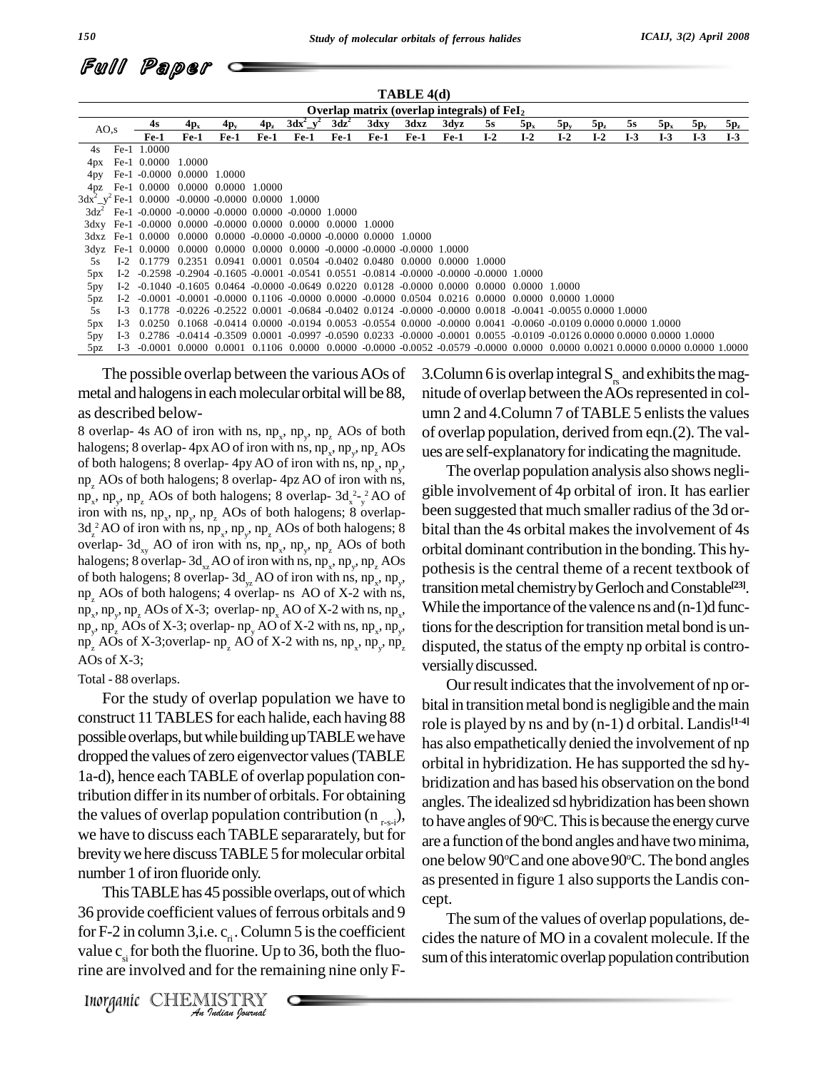**TABLE 4(d)**

**Overlap matrix (overlap integrals) of $FeI_2$**

| AO,s | | 4s Fe-1 | $4p_x$ Fe-1 | $4p_y$ Fe-1 | $4p_z$ Fe-1 | $3dx^2\_y^2$ Fe-1 | $3dz^2$ Fe-1 | 3dxy Fe-1 | 3dxz Fe-1 | 3dyz Fe-1 | 5s I-2 | $5p_x$ I-2 | $5p_y$ I-2 | $5p_z$ I-2 | 5s I-3 | $5p_x$ I-3 | $5p_y$ I-3 | $5p_z$ I-3 |
|---|---|---|---|---|---|---|---|---|---|---|---|---|---|---|---|---|---|---|
| 4s | Fe-1 | 1.0000 | | | | | | | | | | | | | | | | |
| 4px | Fe-1 | 0.0000 | 1.0000 | | | | | | | | | | | | | | | |
| 4py | Fe-1 | -0.0000 | 0.0000 | 1.0000 | | | | | | | | | | | | | | |
| 4pz | Fe-1 | 0.0000 | 0.0000 | 0.0000 | 1.0000 | | | | | | | | | | | | | |
| $3dx^2\_y^2$ | Fe-1 | 0.0000 | -0.0000 | -0.0000 | 0.0000 | 1.0000 | | | | | | | | | | | | |
| $3dz^2$ | Fe-1 | -0.0000 | -0.0000 | -0.0000 | 0.0000 | -0.0000 | 1.0000 | | | | | | | | | | | |
| 3dxy | Fe-1 | -0.0000 | 0.0000 | -0.0000 | 0.0000 | 0.0000 | 0.0000 | 1.0000 | | | | | | | | | | |
| 3dxz | Fe-1 | 0.0000 | 0.0000 | 0.0000 | -0.0000 | -0.0000 | -0.0000 | 0.0000 | 1.0000 | | | | | | | | | |
| 3dyz | Fe-1 | 0.0000 | 0.0000 | 0.0000 | 0.0000 | 0.0000 | -0.0000 | -0.0000 | -0.0000 | 1.0000 | | | | | | | | |
| 5s | I-2 | 0.1779 | 0.2351 | 0.0941 | 0.0001 | 0.0504 | -0.0402 | 0.0480 | 0.0000 | 0.0000 | 1.0000 | | | | | | | |
| 5px | I-2 | -0.2598 | -0.2904 | -0.1605 | -0.0001 | -0.0541 | 0.0551 | -0.0814 | -0.0000 | -0.0000 | -0.0000 | 1.0000 | | | | | | |
| 5py | I-2 | -0.1040 | -0.1605 | 0.0464 | -0.0000 | -0.0649 | 0.0220 | 0.0128 | -0.0000 | 0.0000 | 0.0000 | 0.0000 | 1.0000 | | | | | |
| 5pz | I-2 | -0.0001 | -0.0001 | -0.0000 | 0.1106 | -0.0000 | 0.0000 | -0.0000 | 0.0504 | 0.0216 | 0.0000 | 0.0000 | 0.0000 | 1.0000 | | | | |
| 5s | I-3 | 0.1778 | -0.0226 | -0.2522 | 0.0001 | -0.0684 | -0.0402 | 0.0124 | -0.0000 | -0.0000 | 0.0018 | -0.0041 | -0.0055 | 0.0000 | 1.0000 | | | |
| 5px | I-3 | 0.0250 | 0.1068 | -0.0414 | 0.0000 | -0.0194 | 0.0053 | -0.0554 | 0.0000 | -0.0000 | 0.0041 | -0.0060 | -0.0109 | 0.0000 | 0.0000 | 1.0000 | | |
| 5py | I-3 | 0.2786 | -0.0414 | -0.3509 | 0.0001 | -0.0997 | -0.0590 | 0.0233 | -0.0000 | -0.0001 | 0.0055 | -0.0109 | -0.0126 | 0.0000 | 0.0000 | 0.0000 | 1.0000 | |
| 5pz | I-3 | -0.0001 | 0.0000 | 0.0001 | 0.1106 | 0.0000 | 0.0000 | -0.0000 | -0.0052 | -0.0579 | -0.0000 | 0.0000 | 0.0000 | 0.0021 | 0.0000 | 0.0000 | 0.0000 | 1.0000 |

The possible overlap between the various AOs of metal and halogens in each molecular orbital will be 88, as described below-

8 overlap- 4s AO of iron with ns, $np_x$, $np_y$, $np_z$ AOs of both halogens; 8 overlap- 4px AO of iron with ns, $np_x$, $np_y$, $np_z$ AOs of both halogens; 8 overlap- 4py AO of iron with ns, $np_x$, $np_y$, $np_z$ AOs of both halogens; 8 overlap- 4pz AO of iron with ns, $np_x$, $np_y$, $np_z$ AOs of both halogens; 8 overlap- $3d_{x^2-y^2}$ AO of iron with ns, $np_x$, $np_y$, $np_z$ AOs of both halogens; 8 overlap- $3d_{z^2}$ AO of iron with ns, $np_x$, $np_y$, $np_z$ AOs of both halogens; 8 overlap- $3d_{xy}$ AO of iron with ns, $np_x$, $np_y$, $np_z$ AOs of both halogens; 8 overlap- $3d_{xz}$ AO of iron with ns, $np_x$, $np_y$, $np_z$ AOs of both halogens; 8 overlap- $3d_{yz}$ AO of iron with ns, $np_x$, $np_y$, $np_z$ AOs of both halogens; 4 overlap- ns AO of X-2 with ns, $np_x$, $np_y$, $np_z$ AOs of X-3; overlap- $np_x$ AO of X-2 with ns, $np_x$, $np_y$, $np_z$ AOs of X-3; overlap- $np_y$ AO of X-2 with ns, $np_x$, $np_y$, $np_z$ AOs of X-3;overlap- $np_z$ AO of X-2 with ns, $np_x$, $np_y$, $np_z$ AOs of X-3;

Total - 88 overlaps.

For the study of overlap population we have to construct 11 TABLES for each halide, each having 88 possible overlaps, but while building up TABLE we have dropped the values of zero eigenvector values (TABLE 1a-d), hence each TABLE of overlap population contribution differ in its number of orbitals. For obtaining the values of overlap population contribution ($n_{r-s-i}$), we have to discuss each TABLE separarately, but for brevity we here discuss TABLE 5 for molecular orbital number 1 of iron fluoride only.

This TABLE has 45 possible overlaps, out of which 36 provide coefficient values of ferrous orbitals and 9 for F-2 in column 3,i.e. $c_{ri}$. Column 5 is the coefficient value $c_{si}$ for both the fluorine. Up to 36, both the fluorine are involved and for the remaining nine only F-3.Column 6 is overlap integral $S_{rs}$ and exhibits the magnitude of overlap between the AOs represented in column 2 and 4.Column 7 of TABLE 5 enlists the values of overlap population, derived from eqn.(2). The values are self-explanatory for indicating the magnitude.

The overlap population analysis also shows negligible involvement of 4p orbital of iron. It has earlier been suggested that much smaller radius of the 3d orbital than the 4s orbital makes the involvement of 4s orbital dominant contribution in the bonding. This hypothesis is the central theme of a recent textbook of transition metal chemistry by Gerloch and Constable[23]. While the importance of the valence ns and (n-1)d functions for the description for transition metal bond is undisputed, the status of the empty np orbital is controversially discussed.

Our result indicates that the involvement of np orbital in transition metal bond is negligible and the main role is played by ns and by (n-1) d orbital. Landis[1-4] has also empathetically denied the involvement of np orbital in hybridization. He has supported the sd hybridization and has based his observation on the bond angles. The idealized sd hybridization has been shown to have angles of 90°C. This is because the energy curve are a function of the bond angles and have two minima, one below 90°C and one above 90°C. The bond angles as presented in figure 1 also supports the Landis concept.

The sum of the values of overlap populations, decides the nature of MO in a covalent molecule. If the sum of this interatomic overlap population contribution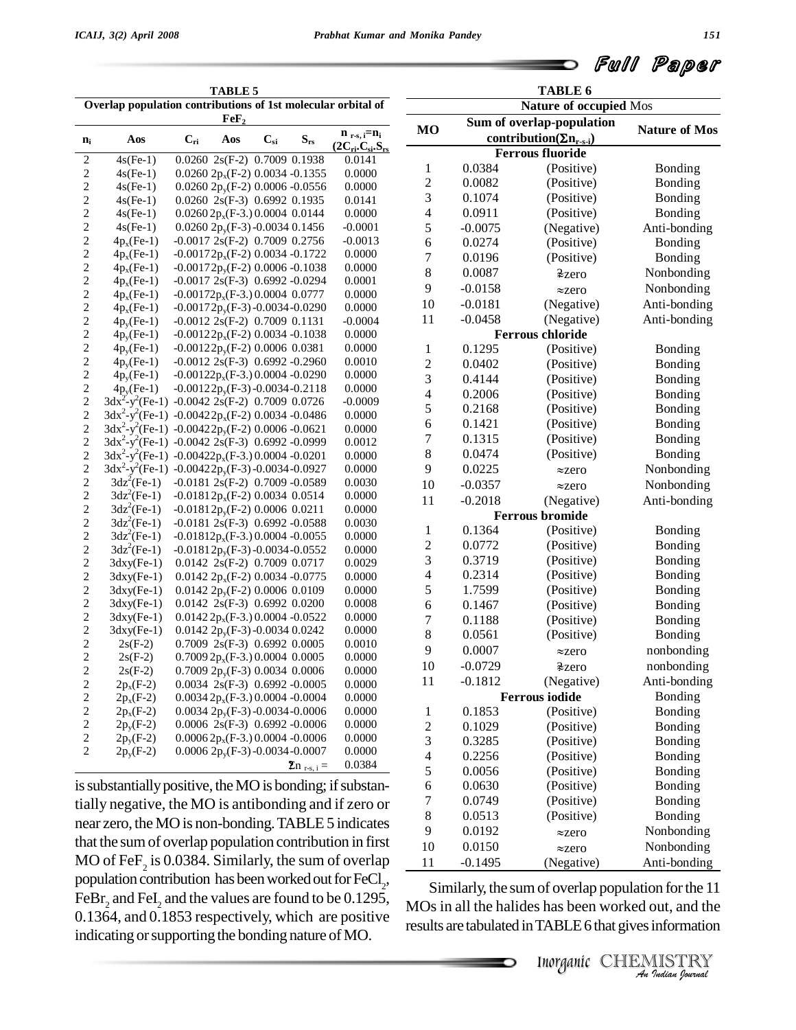**TABLE 5: Overlap population contributions of 1st molecular orbital of $FeF_2$**

| $n_i$ | Aos | $C_{ri}$ | Aos | $C_{si}$ | $S_{rs}$ | $n_{r\text{-}s,i}=n_i(2C_{ri}.C_{si}.S_{rs})$ |
|---|---|---|---|---|---|---|
| 2 | 4s(Fe-1) | 0.0260 | 2s(F-2) | 0.7009 | 0.1938 | 0.0141 |
| 2 | 4s(Fe-1) | 0.0260 | $2p_x$(F-2) | 0.0034 | -0.1355 | 0.0000 |
| 2 | 4s(Fe-1) | 0.0260 | $2p_y$(F-2) | 0.0006 | -0.0556 | 0.0000 |
| 2 | 4s(Fe-1) | 0.0260 | 2s(F-3) | 0.6992 | 0.1935 | 0.0141 |
| 2 | 4s(Fe-1) | 0.0260 | $2p_x$(F-3.) | 0.0004 | 0.0144 | 0.0000 |
| 2 | 4s(Fe-1) | 0.0260 | $2p_y$(F-3) | -0.0034 | 0.1456 | -0.0001 |
| 2 | $4p_x$(Fe-1) | -0.0017 | 2s(F-2) | 0.7009 | 0.2756 | -0.0013 |
| 2 | $4p_x$(Fe-1) | -0.0017 | $2p_x$(F-2) | 0.0034 | -0.1722 | 0.0000 |
| 2 | $4p_x$(Fe-1) | -0.0017 | $2p_y$(F-2) | 0.0006 | -0.1038 | 0.0000 |
| 2 | $4p_x$(Fe-1) | -0.0017 | 2s(F-3) | 0.6992 | -0.0294 | 0.0001 |
| 2 | $4p_x$(Fe-1) | -0.0017 | $2p_x$(F-3.) | 0.0004 | 0.0777 | 0.0000 |
| 2 | $4p_x$(Fe-1) | -0.0017 | $2p_y$(F-3) | -0.0034 | -0.0290 | 0.0000 |
| 2 | $4p_y$(Fe-1) | -0.0012 | 2s(F-2) | 0.7009 | 0.1131 | -0.0004 |
| 2 | $4p_y$(Fe-1) | -0.0012 | $2p_x$(F-2) | 0.0034 | -0.1038 | 0.0000 |
| 2 | $4p_y$(Fe-1) | -0.0012 | $2p_y$(F-2) | 0.0006 | 0.0381 | 0.0000 |
| 2 | $4p_y$(Fe-1) | -0.0012 | 2s(F-3) | 0.6992 | -0.2960 | 0.0010 |
| 2 | $4p_y$(Fe-1) | -0.0012 | $2p_x$(F-3.) | 0.0004 | -0.0290 | 0.0000 |
| 2 | $4p_y$(Fe-1) | -0.0012 | $2p_y$(F-3) | -0.0034 | -0.2118 | 0.0000 |
| 2 | $3dx^2$-$y^2$(Fe-1) | -0.0042 | 2s(F-2) | 0.7009 | 0.0726 | -0.0009 |
| 2 | $3dx^2$-$y^2$(Fe-1) | -0.0042 | $2p_x$(F-2) | 0.0034 | -0.0486 | 0.0000 |
| 2 | $3dx^2$-$y^2$(Fe-1) | -0.0042 | $2p_y$(F-2) | 0.0006 | -0.0621 | 0.0000 |
| 2 | $3dx^2$-$y^2$(Fe-1) | -0.0042 | 2s(F-3) | 0.6992 | -0.0999 | 0.0012 |
| 2 | $3dx^2$-$y^2$(Fe-1) | -0.0042 | $2p_x$(F-3.) | 0.0004 | -0.0201 | 0.0000 |
| 2 | $3dx^2$-$y^2$(Fe-1) | -0.0042 | $2p_y$(F-3) | -0.0034 | -0.0927 | 0.0000 |
| 2 | $3dz^2$(Fe-1) | -0.0181 | 2s(F-2) | 0.7009 | -0.0589 | 0.0030 |
| 2 | $3dz^2$(Fe-1) | -0.0181 | $2p_x$(F-2) | 0.0034 | 0.0514 | 0.0000 |
| 2 | $3dz^2$(Fe-1) | -0.0181 | $2p_y$(F-2) | 0.0006 | 0.0211 | 0.0000 |
| 2 | $3dz^2$(Fe-1) | -0.0181 | 2s(F-3) | 0.6992 | -0.0588 | 0.0030 |
| 2 | $3dz^2$(Fe-1) | -0.0181 | $2p_x$(F-3.) | 0.0004 | -0.0055 | 0.0000 |
| 2 | $3dz^2$(Fe-1) | -0.0181 | $2p_y$(F-3) | -0.0034 | -0.0552 | 0.0000 |
| 2 | 3dxy(Fe-1) | 0.0142 | 2s(F-2) | 0.7009 | 0.0717 | 0.0029 |
| 2 | 3dxy(Fe-1) | 0.0142 | $2p_x$(F-2) | 0.0034 | -0.0775 | 0.0000 |
| 2 | 3dxy(Fe-1) | 0.0142 | $2p_y$(F-2) | 0.0006 | 0.0109 | 0.0000 |
| 2 | 3dxy(Fe-1) | 0.0142 | 2s(F-3) | 0.6992 | 0.0200 | 0.0008 |
| 2 | 3dxy(Fe-1) | 0.0142 | $2p_x$(F-3.) | 0.0004 | -0.0522 | 0.0000 |
| 2 | 3dxy(Fe-1) | 0.0142 | $2p_y$(F-3) | -0.0034 | 0.0242 | 0.0000 |
| 2 | 2s(F-2) | 0.7009 | 2s(F-3) | 0.6992 | 0.0005 | 0.0010 |
| 2 | 2s(F-2) | 0.7009 | $2p_x$(F-3.) | 0.0004 | 0.0005 | 0.0000 |
| 2 | 2s(F-2) | 0.7009 | $2p_y$(F-3) | 0.0034 | 0.0006 | 0.0000 |
| 2 | $2p_x$(F-2) | 0.0034 | 2s(F-3) | 0.6992 | -0.0005 | 0.0000 |
| 2 | $2p_x$(F-2) | 0.0034 | $2p_x$(F-3.) | 0.0004 | -0.0004 | 0.0000 |
| 2 | $2p_x$(F-2) | 0.0034 | $2p_y$(F-3) | -0.0034 | -0.0006 | 0.0000 |
| 2 | $2p_y$(F-2) | 0.0006 | 2s(F-3) | 0.6992 | -0.0006 | 0.0000 |
| 2 | $2p_y$(F-2) | 0.0006 | $2p_x$(F-3.) | 0.0004 | -0.0006 | 0.0000 |
| 2 | $2p_y$(F-2) | 0.0006 | $2p_y$(F-3) | -0.0034 | -0.0007 | 0.0000 |
| | | | | | $\Sigma n_{r\text{-}s,i}$ = | 0.0384 |

is substantially positive, the MO is bonding; if substantially negative, the MO is antibonding and if zero or near zero, the MO is non-bonding. TABLE 5 indicates that the sum of overlap population contribution in first MO of $FeF_2$ is 0.0384. Similarly, the sum of overlap population contribution has been worked out for $FeCl_2$, $FeBr_2$ and $FeI_2$ and the values are found to be 0.1295, 0.1364, and 0.1853 respectively, which are positive indicating or supporting the bonding nature of MO.

**TABLE 6: Nature of occupied Mos**

| MO | Sum of overlap-population contribution($\Sigma n_{r\text{-}s\text{-}i}$) | | Nature of Mos |
|---|---|---|---|
| | **Ferrous fluoride** | | |
| 1 | 0.0384 | (Positive) | Bonding |
| 2 | 0.0082 | (Positive) | Bonding |
| 3 | 0.1074 | (Positive) | Bonding |
| 4 | 0.0911 | (Positive) | Bonding |
| 5 | -0.0075 | (Negative) | Anti-bonding |
| 6 | 0.0274 | (Positive) | Bonding |
| 7 | 0.0196 | (Positive) | Bonding |
| 8 | 0.0087 | ≈zero | Nonbonding |
| 9 | -0.0158 | ≈zero | Nonbonding |
| 10 | -0.0181 | (Negative) | Anti-bonding |
| 11 | -0.0458 | (Negative) | Anti-bonding |
| | **Ferrous chloride** | | |
| 1 | 0.1295 | (Positive) | Bonding |
| 2 | 0.0402 | (Positive) | Bonding |
| 3 | 0.4144 | (Positive) | Bonding |
| 4 | 0.2006 | (Positive) | Bonding |
| 5 | 0.2168 | (Positive) | Bonding |
| 6 | 0.1421 | (Positive) | Bonding |
| 7 | 0.1315 | (Positive) | Bonding |
| 8 | 0.0474 | (Positive) | Bonding |
| 9 | 0.0225 | ≈zero | Nonbonding |
| 10 | -0.0357 | ≈zero | Nonbonding |
| 11 | -0.2018 | (Negative) | Anti-bonding |
| | **Ferrous bromide** | | |
| 1 | 0.1364 | (Positive) | Bonding |
| 2 | 0.0772 | (Positive) | Bonding |
| 3 | 0.3719 | (Positive) | Bonding |
| 4 | 0.2314 | (Positive) | Bonding |
| 5 | 1.7599 | (Positive) | Bonding |
| 6 | 0.1467 | (Positive) | Bonding |
| 7 | 0.1188 | (Positive) | Bonding |
| 8 | 0.0561 | (Positive) | Bonding |
| 9 | 0.0007 | ≈zero | nonbonding |
| 10 | -0.0729 | ≈zero | nonbonding |
| 11 | -0.1812 | (Negative) | Anti-bonding |
| | **Ferrous iodide** | | Bonding |
| 1 | 0.1853 | (Positive) | Bonding |
| 2 | 0.1029 | (Positive) | Bonding |
| 3 | 0.3285 | (Positive) | Bonding |
| 4 | 0.2256 | (Positive) | Bonding |
| 5 | 0.0056 | (Positive) | Bonding |
| 6 | 0.0630 | (Positive) | Bonding |
| 7 | 0.0749 | (Positive) | Bonding |
| 8 | 0.0513 | (Positive) | Bonding |
| 9 | 0.0192 | ≈zero | Nonbonding |
| 10 | 0.0150 | ≈zero | Nonbonding |
| 11 | -0.1495 | (Negative) | Anti-bonding |

Similarly, the sum of overlap population for the 11 MOs in all the halides has been worked out, and the results are tabulated in TABLE 6 that gives information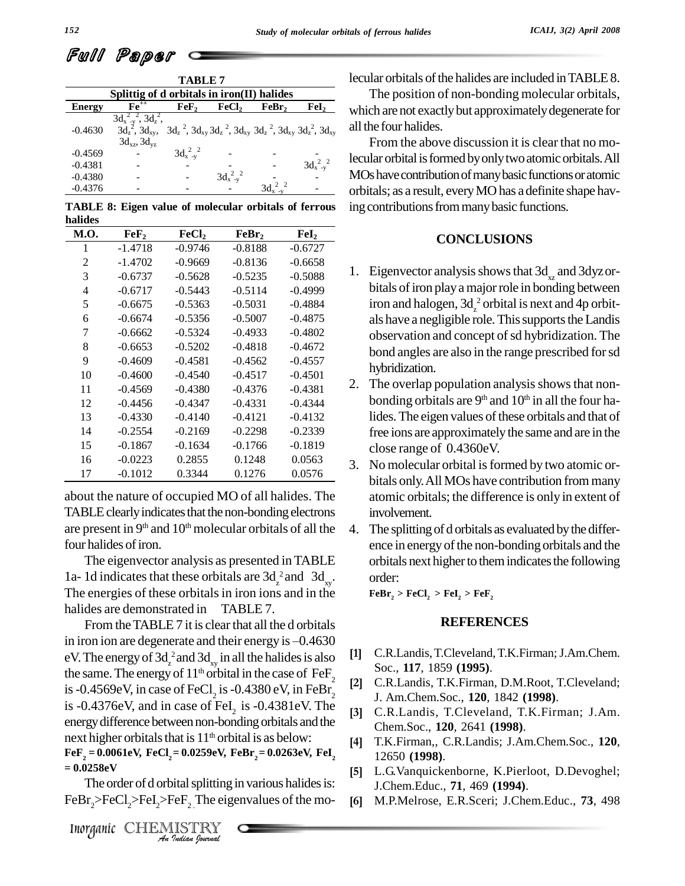**TABLE 7**

| Splittig of d orbitals in iron(II) halides | | | | | |
|---|---|---|---|---|---|
| Energy | $Fe^{++}$ | $FeF_2$ | $FeCl_2$ | $FeBr_2$ | $FeI_2$ |
| -0.4630 | $3d_{x^2-y^2}$, $3d_z^2$, $3d_z^2$, $3d_{xy}$, $3d_{xz}$, $3d_{yz}$ | $3d_z^2$, $3d_{xy}$ | $3d_z^2$, $3d_{xy}$ | $3d_z^2$, $3d_{xy}$ | $3d_z^2$, $3d_{xy}$ |
| -0.4569 | - | $3d_{x^2-y^2}$ | - | - | - |
| -0.4381 | - | - | - | - | $3d_{x^2-y^2}$ |
| -0.4380 | - | - | $3d_{x^2-y^2}$ | - | - |
| -0.4376 | - | - | - | $3d_{x^2-y^2}$ | - |

**TABLE 8: Eigen value of molecular orbitals of ferrous halides**

| M.O. | $FeF_2$ | $FeCl_2$ | $FeBr_2$ | $FeI_2$ |
|---|---|---|---|---|
| 1 | -1.4718 | -0.9746 | -0.8188 | -0.6727 |
| 2 | -1.4702 | -0.9669 | -0.8136 | -0.6658 |
| 3 | -0.6737 | -0.5628 | -0.5235 | -0.5088 |
| 4 | -0.6717 | -0.5443 | -0.5114 | -0.4999 |
| 5 | -0.6675 | -0.5363 | -0.5031 | -0.4884 |
| 6 | -0.6674 | -0.5356 | -0.5007 | -0.4875 |
| 7 | -0.6662 | -0.5324 | -0.4933 | -0.4802 |
| 8 | -0.6653 | -0.5202 | -0.4818 | -0.4672 |
| 9 | -0.4609 | -0.4581 | -0.4562 | -0.4557 |
| 10 | -0.4600 | -0.4540 | -0.4517 | -0.4501 |
| 11 | -0.4569 | -0.4380 | -0.4376 | -0.4381 |
| 12 | -0.4456 | -0.4347 | -0.4331 | -0.4344 |
| 13 | -0.4330 | -0.4140 | -0.4121 | -0.4132 |
| 14 | -0.2554 | -0.2169 | -0.2298 | -0.2339 |
| 15 | -0.1867 | -0.1634 | -0.1766 | -0.1819 |
| 16 | -0.0223 | 0.2855 | 0.1248 | 0.0563 |
| 17 | -0.1012 | 0.3344 | 0.1276 | 0.0576 |

about the nature of occupied MO of all halides. The TABLE clearly indicates that the non-bonding electrons are present in 9th and 10th molecular orbitals of all the four halides of iron.

The eigenvector analysis as presented in TABLE 1a- 1d indicates that these orbitals are $3d_z^2$ and $3d_{xy}$. The energies of these orbitals in iron ions and in the halides are demonstrated in TABLE 7.

From the TABLE 7 it is clear that all the d orbitals in iron ion are degenerate and their energy is –0.4630 eV. The energy of $3d_z^2$ and $3d_{xy}$ in all the halides is also the same. The energy of 11th orbital in the case of $FeF_2$ is -0.4569eV, in case of $FeCl_2$ is -0.4380 eV, in $FeBr_2$ is -0.4376eV, and in case of $FeI_2$ is -0.4381eV. The energy difference between non-bonding orbitals and the next higher orbitals that is 11th orbital is as below:

**$FeF_2$ = 0.0061eV, $FeCl_2$ = 0.0259eV, $FeBr_2$ = 0.0263eV, $FeI_2$ = 0.0258eV**

The order of d orbital splitting in various halides is: $FeBr_2 > FeCl_2 > FeI_2 > FeF_2$. The eigenvalues of the molecular orbitals of the halides are included in TABLE 8.

The position of non-bonding molecular orbitals, which are not exactly but approximately degenerate for all the four halides.

From the above discussion it is clear that no molecular orbital is formed by only two atomic orbitals. All MOs have contribution of many basic functions or atomic orbitals; as a result, every MO has a definite shape having contributions from many basic functions.

## CONCLUSIONS

1. Eigenvector analysis shows that $3d_{xz}$ and 3dyz orbitals of iron play a major role in bonding between iron and halogen, $3d_z^2$ orbital is next and 4p orbitals have a negligible role. This supports the Landis observation and concept of sd hybridization. The bond angles are also in the range prescribed for sd hybridization.
2. The overlap population analysis shows that non-bonding orbitals are 9th and 10th in all the four halides. The eigen values of these orbitals and that of free ions are approximately the same and are in the close range of 0.4360eV.
3. No molecular orbital is formed by two atomic orbitals only. All MOs have contribution from many atomic orbitals; the difference is only in extent of involvement.
4. The splitting of d orbitals as evaluated by the difference in energy of the non-bonding orbitals and the orbitals next higher to them indicates the following order:

   **$FeBr_2 > FeCl_2 > FeI_2 > FeF_2$**

## REFERENCES

[1] C.R.Landis, T.Cleveland, T.K.Firman; J.Am.Chem. Soc., **117**, 1859 **(1995)**.

[2] C.R.Landis, T.K.Firman, D.M.Root, T.Cleveland; J. Am.Chem.Soc., **120**, 1842 **(1998)**.

[3] C.R.Landis, T.Cleveland, T.K.Firman; J.Am. Chem.Soc., **120**, 2641 **(1998)**.

[4] T.K.Firman,, C.R.Landis; J.Am.Chem.Soc., **120**, 12650 **(1998)**.

[5] L.G.Vanquickenborne, K.Pierloot, D.Devoghel; J.Chem.Educ., **71**, 469 **(1994)**.

[6] M.P.Melrose, E.R.Sceri; J.Chem.Educ., **73**, 498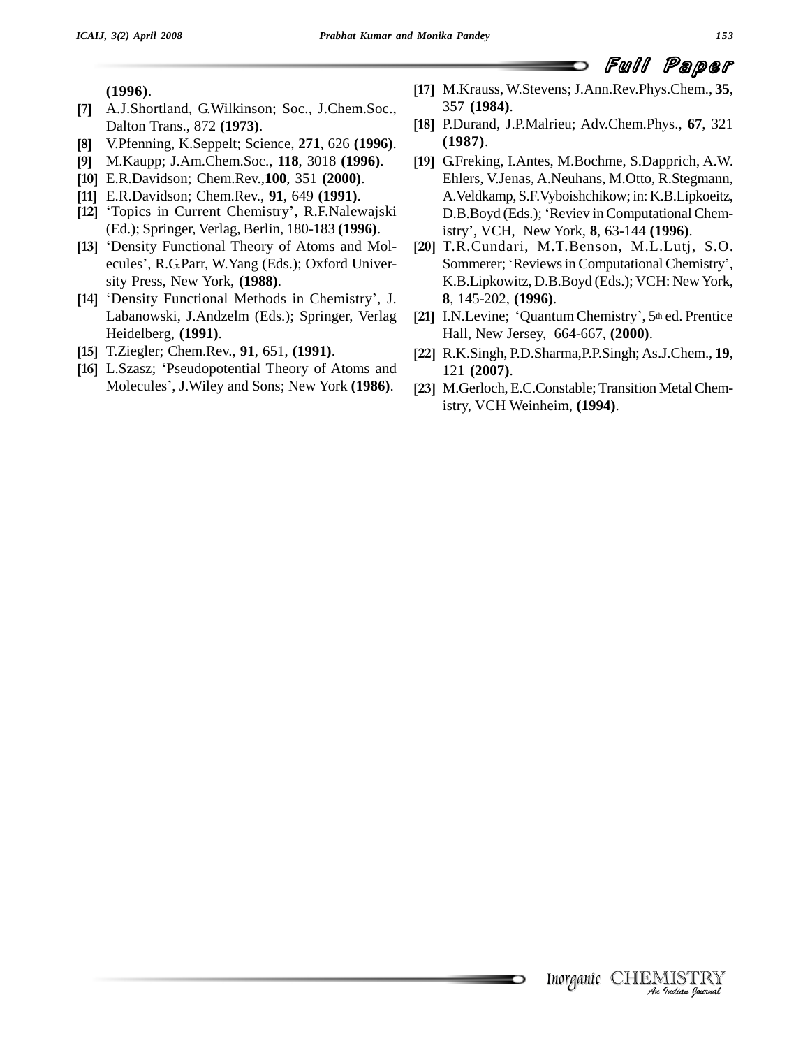**(1996)**.

[7] A.J.Shortland, G.Wilkinson; Soc., J.Chem.Soc., Dalton Trans., 872 **(1973)**.

[8] V.Pfenning, K.Seppelt; Science, **271**, 626 **(1996)**.

[9] M.Kaupp; J.Am.Chem.Soc., **118**, 3018 **(1996)**.

[10] E.R.Davidson; Chem.Rev.,**100**, 351 **(2000)**.

[11] E.R.Davidson; Chem.Rev., **91**, 649 **(1991)**.

[12] 'Topics in Current Chemistry', R.F.Nalewajski (Ed.); Springer, Verlag, Berlin, 180-183 **(1996)**.

[13] 'Density Functional Theory of Atoms and Molecules', R.G.Parr, W.Yang (Eds.); Oxford University Press, New York, **(1988)**.

[14] 'Density Functional Methods in Chemistry', J. Labanowski, J.Andzelm (Eds.); Springer, Verlag Heidelberg, **(1991)**.

[15] T.Ziegler; Chem.Rev., **91**, 651, **(1991)**.

[16] L.Szasz; 'Pseudopotential Theory of Atoms and Molecules', J.Wiley and Sons; New York **(1986)**.

[17] M.Krauss, W.Stevens; J.Ann.Rev.Phys.Chem., **35**, 357 **(1984)**.

[18] P.Durand, J.P.Malrieu; Adv.Chem.Phys., **67**, 321 **(1987)**.

[19] G.Freking, I.Antes, M.Bochme, S.Dapprich, A.W. Ehlers, V.Jenas, A.Neuhans, M.Otto, R.Stegmann, A.Veldkamp, S.F.Vyboishchikow; in: K.B.Lipkoeitz, D.B.Boyd (Eds.); 'Reviev in Computational Chemistry', VCH, New York, **8**, 63-144 **(1996)**.

[20] T.R.Cundari, M.T.Benson, M.L.Lutj, S.O. Sommerer; 'Reviews in Computational Chemistry', K.B.Lipkowitz, D.B.Boyd (Eds.); VCH: New York, **8**, 145-202, **(1996)**.

[21] I.N.Levine; 'Quantum Chemistry', 5th ed. Prentice Hall, New Jersey, 664-667, **(2000)**.

[22] R.K.Singh, P.D.Sharma, P.P.Singh; As.J.Chem., **19**, 121 **(2007)**.

[23] M.Gerloch, E.C.Constable; Transition Metal Chemistry, VCH Weinheim, **(1994)**.